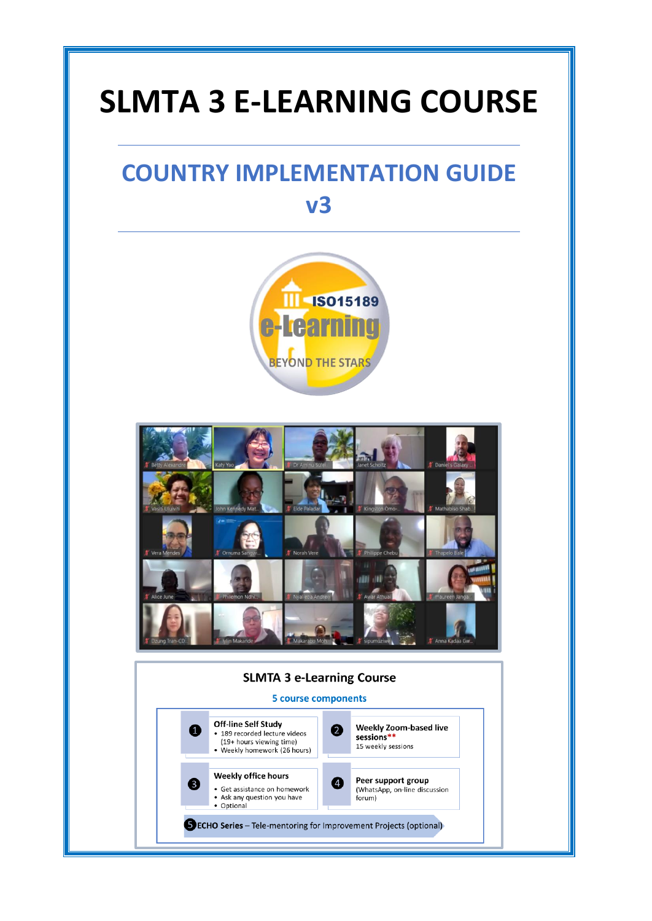# SLMTA 3 E-LEARNING COURSE

## COUNTRY IMPLEMENTATION GUIDE v3

### SLMTA 3 e-Learning Course

**5 course components**

1. **Off-line Self Study**
   - 189 recorded lecture videos (19+ hours viewing time)
   - Weekly homework (26 hours)
2. **Weekly Zoom-based live sessions\*\***
   15 weekly sessions
3. **Weekly office hours**
   - Get assistance on homework
   - Ask any question you have
   - Optional
4. **Peer support group**
   (WhatsApp, on-line discussion forum)
5. **ECHO Series** – Tele-mentoring for Improvement Projects (optional)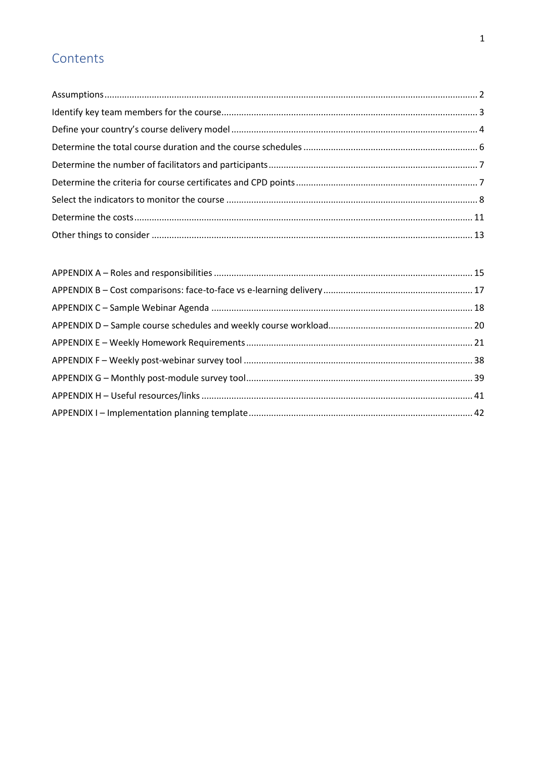# Contents

Assumptions .......... 2
Identify key team members for the course .......... 3
Define your country's course delivery model .......... 4
Determine the total course duration and the course schedules .......... 6
Determine the number of facilitators and participants .......... 7
Determine the criteria for course certificates and CPD points .......... 7
Select the indicators to monitor the course .......... 8
Determine the costs .......... 11
Other things to consider .......... 13

APPENDIX A – Roles and responsibilities .......... 15
APPENDIX B – Cost comparisons: face-to-face vs e-learning delivery .......... 17
APPENDIX C – Sample Webinar Agenda .......... 18
APPENDIX D – Sample course schedules and weekly course workload .......... 20
APPENDIX E – Weekly Homework Requirements .......... 21
APPENDIX F – Weekly post-webinar survey tool .......... 38
APPENDIX G – Monthly post-module survey tool .......... 39
APPENDIX H – Useful resources/links .......... 41
APPENDIX I – Implementation planning template .......... 42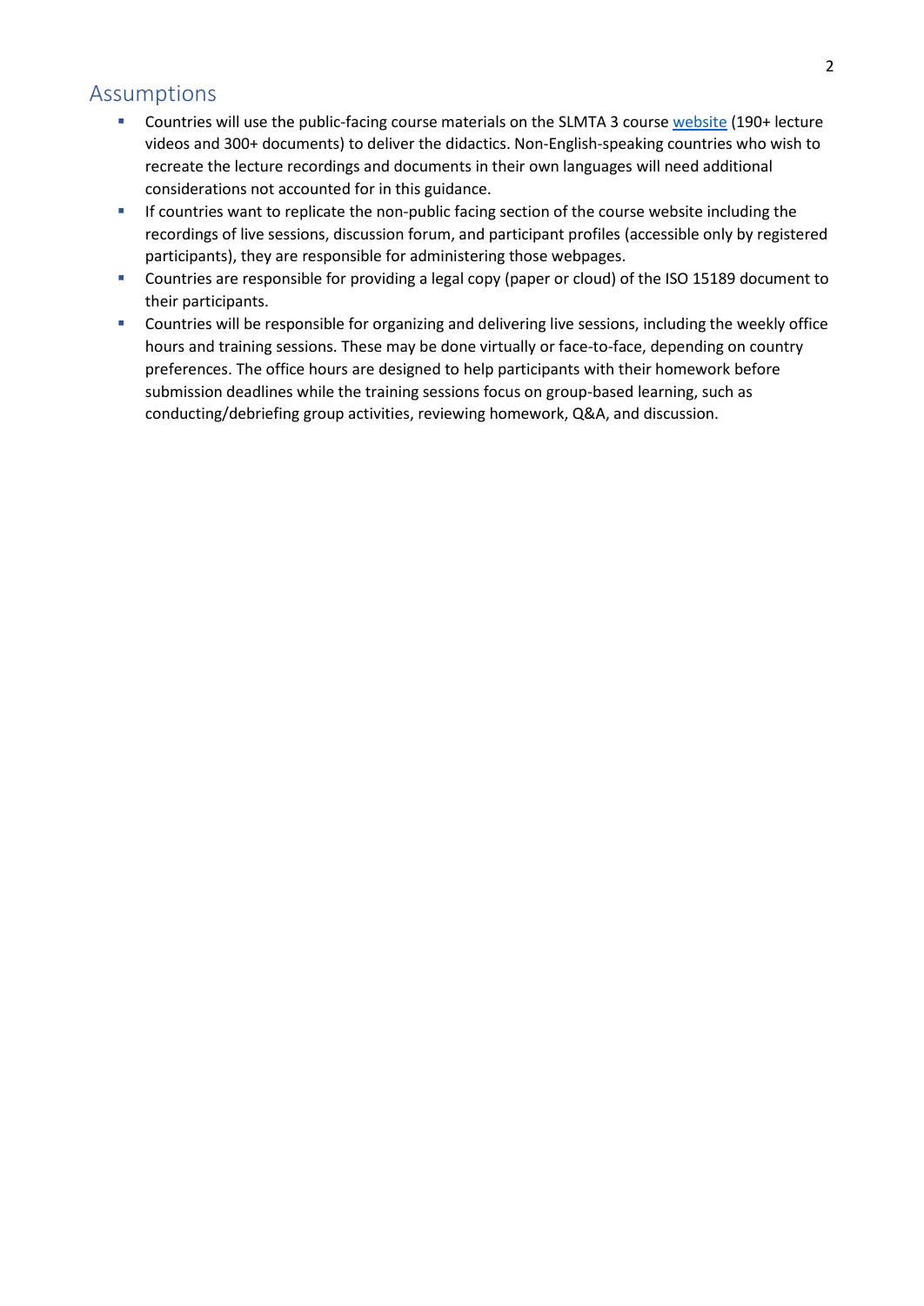## Assumptions

- Countries will use the public-facing course materials on the SLMTA 3 course website (190+ lecture videos and 300+ documents) to deliver the didactics. Non-English-speaking countries who wish to recreate the lecture recordings and documents in their own languages will need additional considerations not accounted for in this guidance.
- If countries want to replicate the non-public facing section of the course website including the recordings of live sessions, discussion forum, and participant profiles (accessible only by registered participants), they are responsible for administering those webpages.
- Countries are responsible for providing a legal copy (paper or cloud) of the ISO 15189 document to their participants.
- Countries will be responsible for organizing and delivering live sessions, including the weekly office hours and training sessions. These may be done virtually or face-to-face, depending on country preferences. The office hours are designed to help participants with their homework before submission deadlines while the training sessions focus on group-based learning, such as conducting/debriefing group activities, reviewing homework, Q&A, and discussion.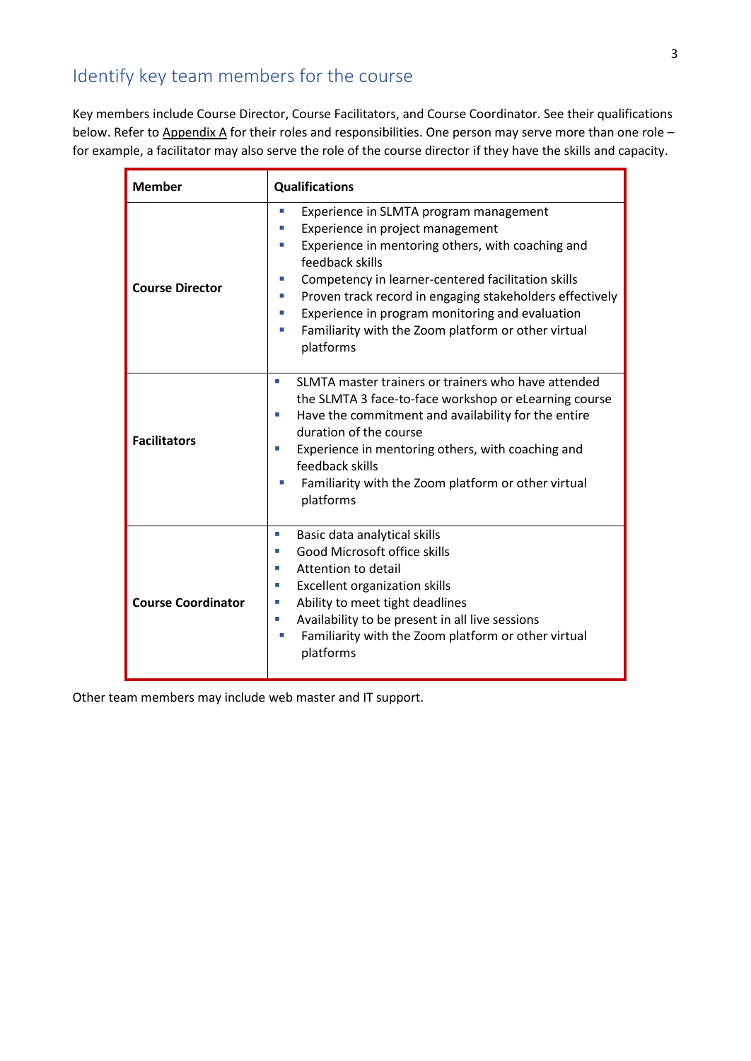## Identify key team members for the course

Key members include Course Director, Course Facilitators, and Course Coordinator. See their qualifications below. Refer to Appendix A for their roles and responsibilities. One person may serve more than one role – for example, a facilitator may also serve the role of the course director if they have the skills and capacity.

| **Member** | **Qualifications** |
|---|---|
| **Course Director** | ▪ Experience in SLMTA program management<br>▪ Experience in project management<br>▪ Experience in mentoring others, with coaching and feedback skills<br>▪ Competency in learner-centered facilitation skills<br>▪ Proven track record in engaging stakeholders effectively<br>▪ Experience in program monitoring and evaluation<br>▪ Familiarity with the Zoom platform or other virtual platforms |
| **Facilitators** | ▪ SLMTA master trainers or trainers who have attended the SLMTA 3 face-to-face workshop or eLearning course<br>▪ Have the commitment and availability for the entire duration of the course<br>▪ Experience in mentoring others, with coaching and feedback skills<br>▪ Familiarity with the Zoom platform or other virtual platforms |
| **Course Coordinator** | ▪ Basic data analytical skills<br>▪ Good Microsoft office skills<br>▪ Attention to detail<br>▪ Excellent organization skills<br>▪ Ability to meet tight deadlines<br>▪ Availability to be present in all live sessions<br>▪ Familiarity with the Zoom platform or other virtual platforms |

Other team members may include web master and IT support.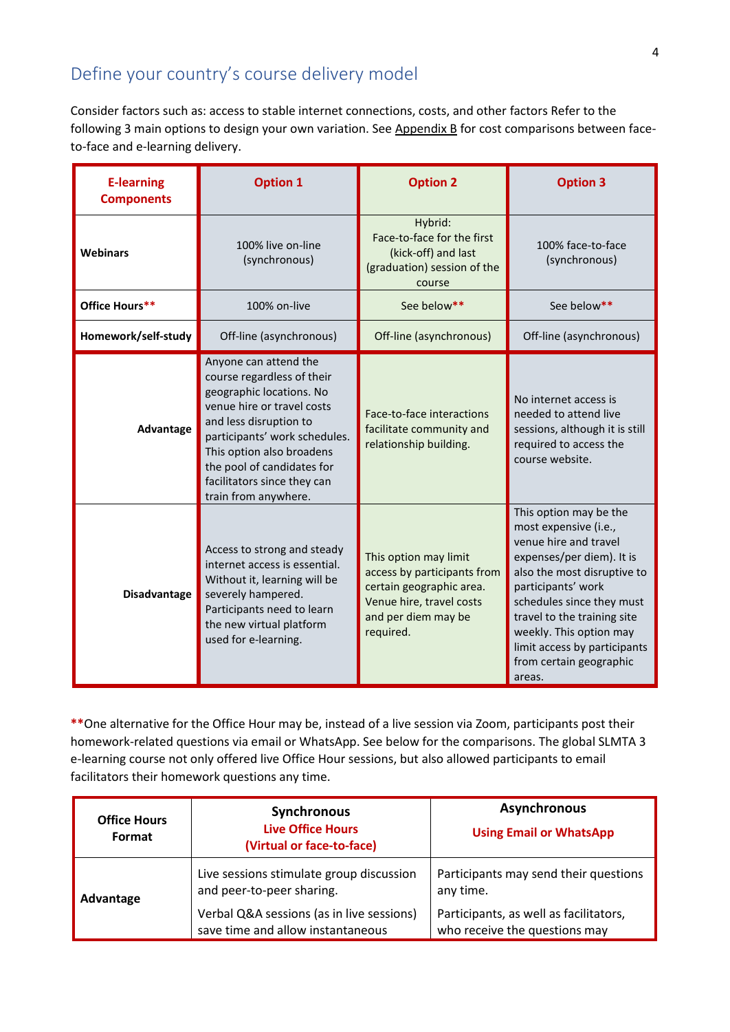## Define your country's course delivery model

Consider factors such as: access to stable internet connections, costs, and other factors Refer to the following 3 main options to design your own variation. See Appendix B for cost comparisons between face-to-face and e-learning delivery.

| E-learning Components | Option 1 | Option 2 | Option 3 |
|---|---|---|---|
| **Webinars** | 100% live on-line (synchronous) | Hybrid: Face-to-face for the first (kick-off) and last (graduation) session of the course | 100% face-to-face (synchronous) |
| **Office Hours**** | 100% on-live | See below** | See below** |
| **Homework/self-study** | Off-line (asynchronous) | Off-line (asynchronous) | Off-line (asynchronous) |
| **Advantage** | Anyone can attend the course regardless of their geographic locations. No venue hire or travel costs and less disruption to participants' work schedules. This option also broadens the pool of candidates for facilitators since they can train from anywhere. | Face-to-face interactions facilitate community and relationship building. | No internet access is needed to attend live sessions, although it is still required to access the course website. |
| **Disadvantage** | Access to strong and steady internet access is essential. Without it, learning will be severely hampered. Participants need to learn the new virtual platform used for e-learning. | This option may limit access by participants from certain geographic area. Venue hire, travel costs and per diem may be required. | This option may be the most expensive (i.e., venue hire and travel expenses/per diem). It is also the most disruptive to participants' work schedules since they must travel to the training site weekly. This option may limit access by participants from certain geographic areas. |

**One alternative for the Office Hour may be, instead of a live session via Zoom, participants post their homework-related questions via email or WhatsApp. See below for the comparisons. The global SLMTA 3 e-learning course not only offered live Office Hour sessions, but also allowed participants to email facilitators their homework questions any time.

| Office Hours Format | Synchronous<br>Live Office Hours<br>(Virtual or face-to-face) | Asynchronous<br>Using Email or WhatsApp |
|---|---|---|
| **Advantage** | Live sessions stimulate group discussion and peer-to-peer sharing.<br><br>Verbal Q&A sessions (as in live sessions) save time and allow instantaneous | Participants may send their questions any time.<br><br>Participants, as well as facilitators, who receive the questions may |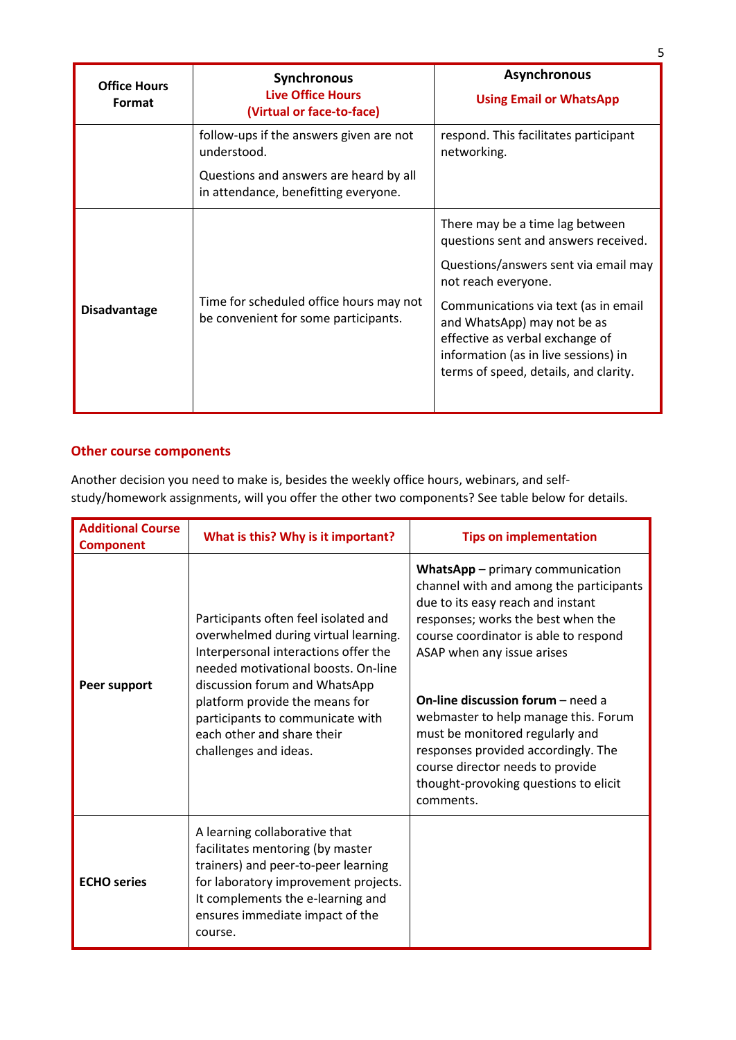| Office Hours Format | Synchronous<br>Live Office Hours<br>(Virtual or face-to-face) | Asynchronous<br>Using Email or WhatsApp |
|---|---|---|
| | follow-ups if the answers given are not understood.<br><br>Questions and answers are heard by all in attendance, benefitting everyone. | respond. This facilitates participant networking. |
| Disadvantage | Time for scheduled office hours may not be convenient for some participants. | There may be a time lag between questions sent and answers received.<br><br>Questions/answers sent via email may not reach everyone.<br><br>Communications via text (as in email and WhatsApp) may not be as effective as verbal exchange of information (as in live sessions) in terms of speed, details, and clarity. |

## Other course components

Another decision you need to make is, besides the weekly office hours, webinars, and self-study/homework assignments, will you offer the other two components? See table below for details.

| Additional Course Component | What is this? Why is it important? | Tips on implementation |
|---|---|---|
| Peer support | Participants often feel isolated and overwhelmed during virtual learning. Interpersonal interactions offer the needed motivational boosts. On-line discussion forum and WhatsApp platform provide the means for participants to communicate with each other and share their challenges and ideas. | **WhatsApp** – primary communication channel with and among the participants due to its easy reach and instant responses; works the best when the course coordinator is able to respond ASAP when any issue arises<br><br>**On-line discussion forum** – need a webmaster to help manage this. Forum must be monitored regularly and responses provided accordingly. The course director needs to provide thought-provoking questions to elicit comments. |
| ECHO series | A learning collaborative that facilitates mentoring (by master trainers) and peer-to-peer learning for laboratory improvement projects. It complements the e-learning and ensures immediate impact of the course. | |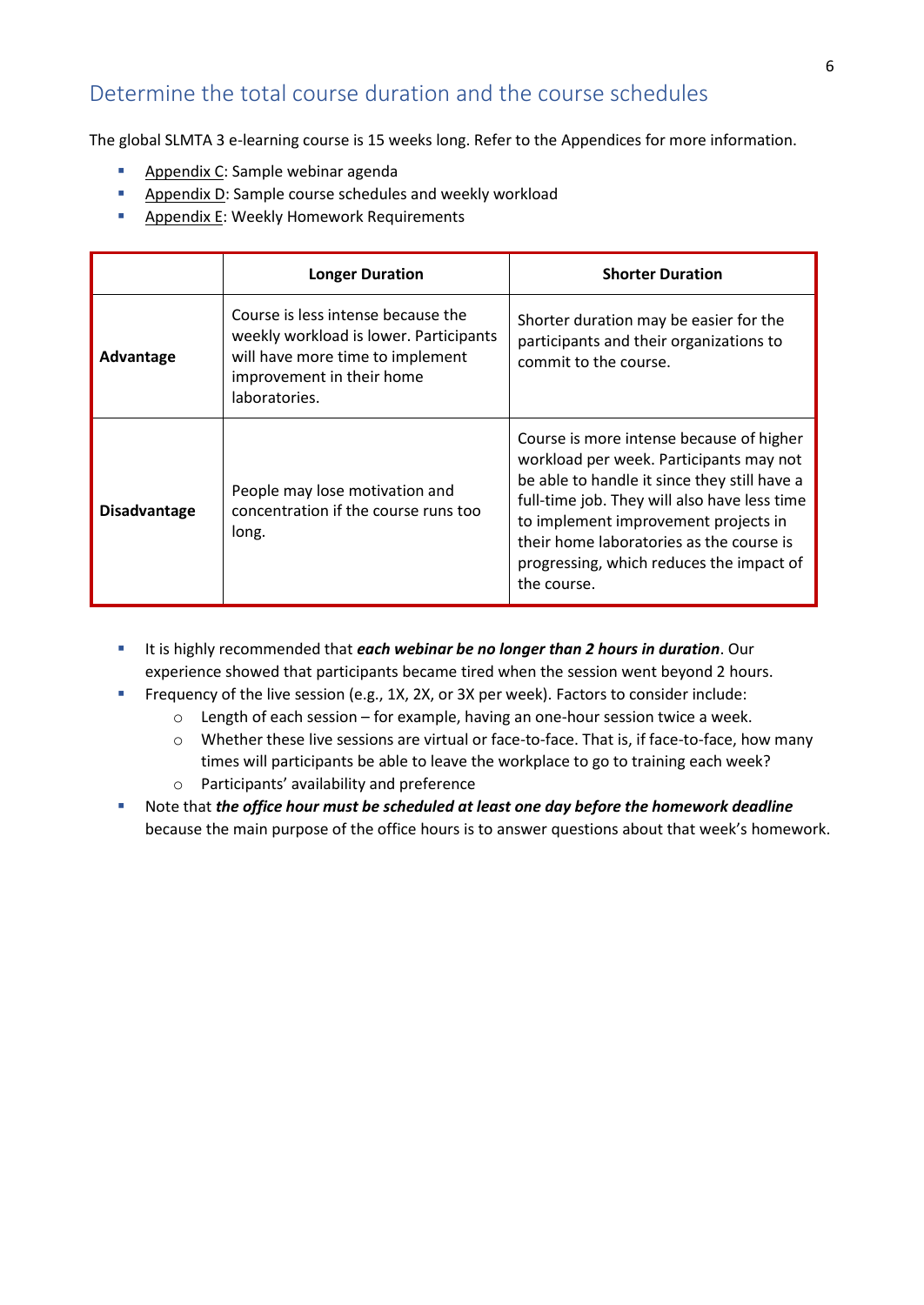## Determine the total course duration and the course schedules

The global SLMTA 3 e-learning course is 15 weeks long. Refer to the Appendices for more information.

- Appendix C: Sample webinar agenda
- Appendix D: Sample course schedules and weekly workload
- Appendix E: Weekly Homework Requirements

| | Longer Duration | Shorter Duration |
|---|---|---|
| **Advantage** | Course is less intense because the weekly workload is lower. Participants will have more time to implement improvement in their home laboratories. | Shorter duration may be easier for the participants and their organizations to commit to the course. |
| **Disadvantage** | People may lose motivation and concentration if the course runs too long. | Course is more intense because of higher workload per week. Participants may not be able to handle it since they still have a full-time job. They will also have less time to implement improvement projects in their home laboratories as the course is progressing, which reduces the impact of the course. |

- It is highly recommended that ***each webinar be no longer than 2 hours in duration***. Our experience showed that participants became tired when the session went beyond 2 hours.
- Frequency of the live session (e.g., 1X, 2X, or 3X per week). Factors to consider include:
  - Length of each session – for example, having an one-hour session twice a week.
  - Whether these live sessions are virtual or face-to-face. That is, if face-to-face, how many times will participants be able to leave the workplace to go to training each week?
  - Participants' availability and preference
- Note that ***the office hour must be scheduled at least one day before the homework deadline*** because the main purpose of the office hours is to answer questions about that week's homework.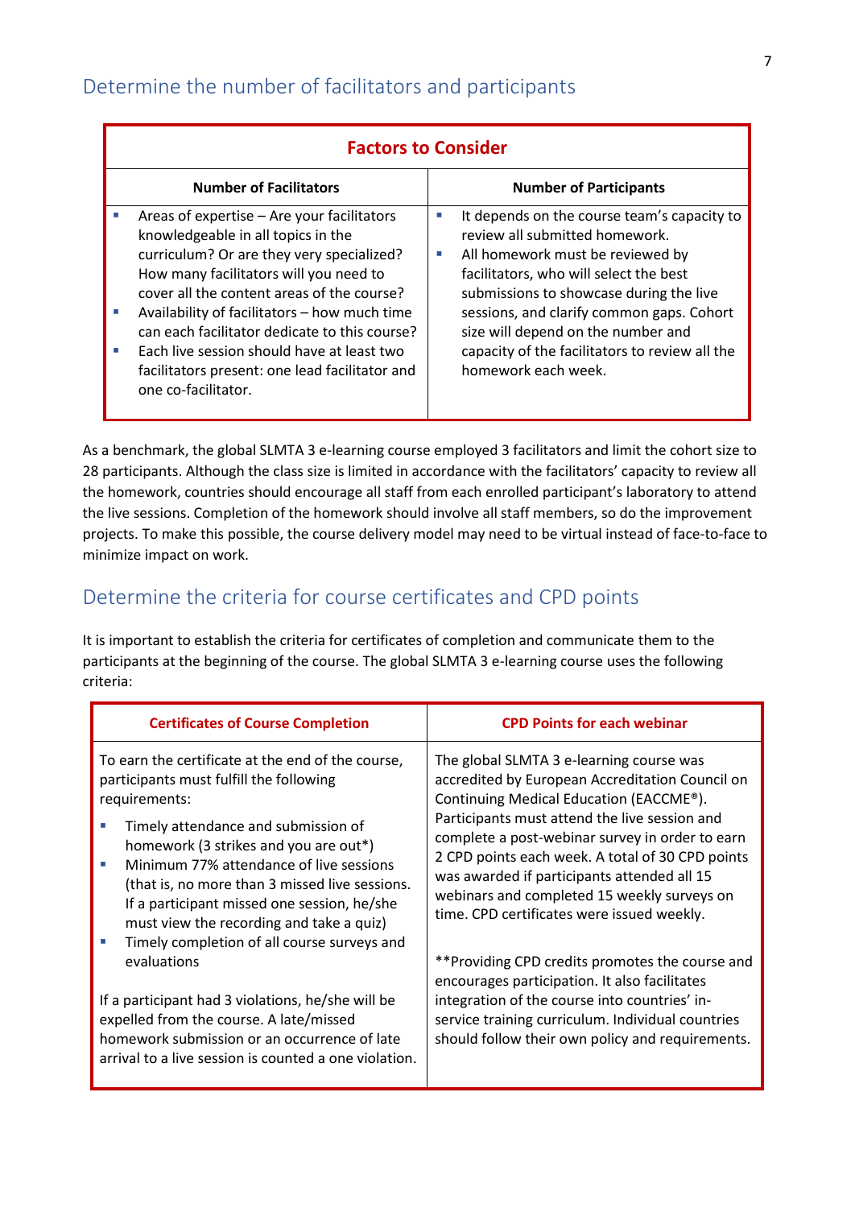## Determine the number of facilitators and participants

| Factors to Consider | |
|---|---|
| **Number of Facilitators** | **Number of Participants** |
| • Areas of expertise – Are your facilitators knowledgeable in all topics in the curriculum? Or are they very specialized? How many facilitators will you need to cover all the content areas of the course?<br>• Availability of facilitators – how much time can each facilitator dedicate to this course?<br>• Each live session should have at least two facilitators present: one lead facilitator and one co-facilitator. | • It depends on the course team's capacity to review all submitted homework.<br>• All homework must be reviewed by facilitators, who will select the best submissions to showcase during the live sessions, and clarify common gaps. Cohort size will depend on the number and capacity of the facilitators to review all the homework each week. |

As a benchmark, the global SLMTA 3 e-learning course employed 3 facilitators and limit the cohort size to 28 participants. Although the class size is limited in accordance with the facilitators' capacity to review all the homework, countries should encourage all staff from each enrolled participant's laboratory to attend the live sessions. Completion of the homework should involve all staff members, so do the improvement projects. To make this possible, the course delivery model may need to be virtual instead of face-to-face to minimize impact on work.

## Determine the criteria for course certificates and CPD points

It is important to establish the criteria for certificates of completion and communicate them to the participants at the beginning of the course. The global SLMTA 3 e-learning course uses the following criteria:

| Certificates of Course Completion | CPD Points for each webinar |
|---|---|
| To earn the certificate at the end of the course, participants must fulfill the following requirements:<br>• Timely attendance and submission of homework (3 strikes and you are out*)<br>• Minimum 77% attendance of live sessions (that is, no more than 3 missed live sessions. If a participant missed one session, he/she must view the recording and take a quiz)<br>• Timely completion of all course surveys and evaluations<br><br>If a participant had 3 violations, he/she will be expelled from the course. A late/missed homework submission or an occurrence of late arrival to a live session is counted a one violation. | The global SLMTA 3 e-learning course was accredited by European Accreditation Council on Continuing Medical Education (EACCME®). Participants must attend the live session and complete a post-webinar survey in order to earn 2 CPD points each week. A total of 30 CPD points was awarded if participants attended all 15 webinars and completed 15 weekly surveys on time. CPD certificates were issued weekly.<br><br>**Providing CPD credits promotes the course and encourages participation. It also facilitates integration of the course into countries' in-service training curriculum. Individual countries should follow their own policy and requirements. |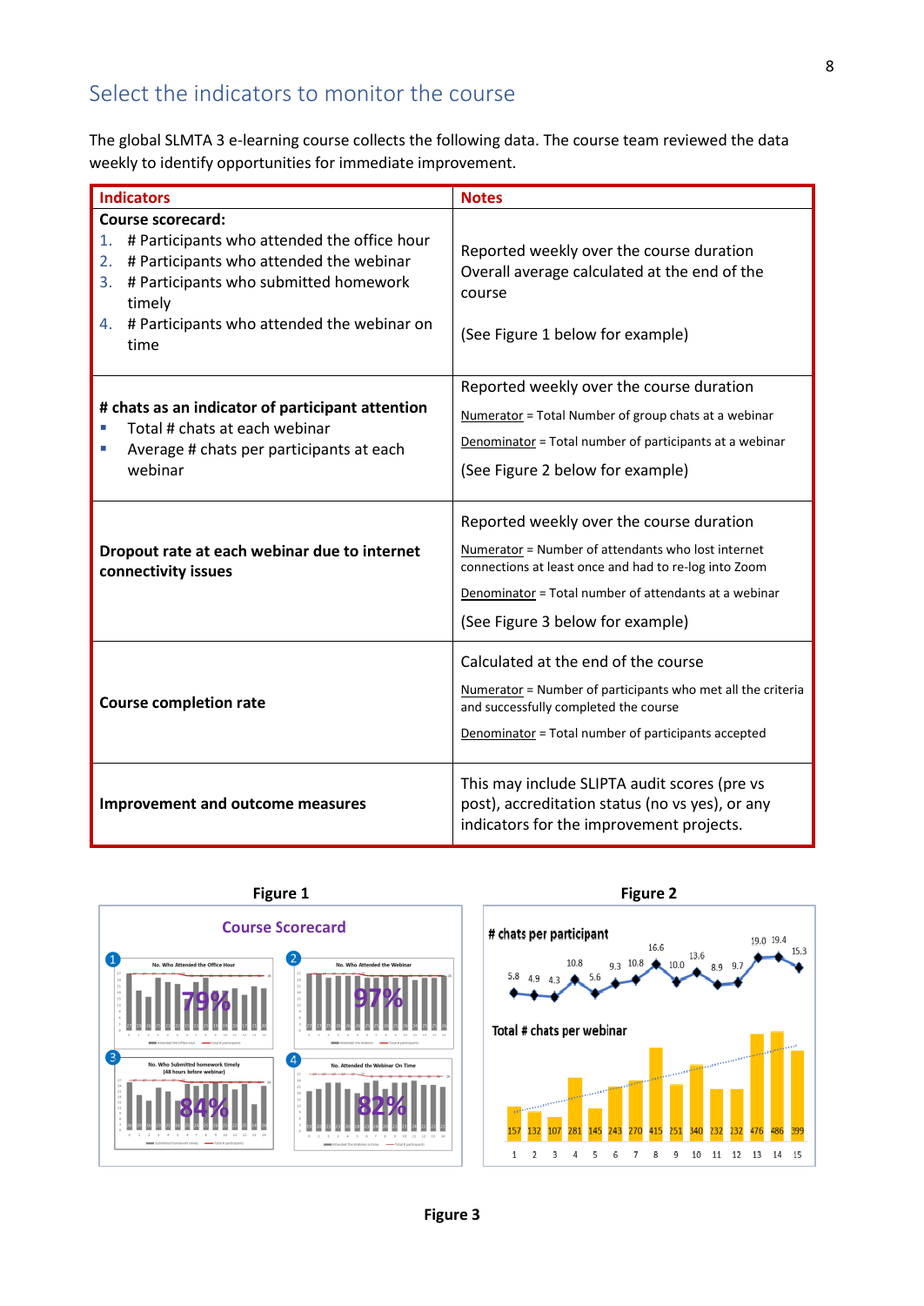## Select the indicators to monitor the course

The global SLMTA 3 e-learning course collects the following data. The course team reviewed the data weekly to identify opportunities for immediate improvement.

| Indicators | Notes |
|---|---|
| **Course scorecard:**<br>1. # Participants who attended the office hour<br>2. # Participants who attended the webinar<br>3. # Participants who submitted homework timely<br>4. # Participants who attended the webinar on time | Reported weekly over the course duration<br>Overall average calculated at the end of the course<br><br>(See Figure 1 below for example) |
| **# chats as an indicator of participant attention**<br>▪ Total # chats at each webinar<br>▪ Average # chats per participants at each webinar | Reported weekly over the course duration<br>Numerator = Total Number of group chats at a webinar<br>Denominator = Total number of participants at a webinar<br>(See Figure 2 below for example) |
| **Dropout rate at each webinar due to internet connectivity issues** | Reported weekly over the course duration<br>Numerator = Number of attendants who lost internet connections at least once and had to re-log into Zoom<br>Denominator = Total number of attendants at a webinar<br>(See Figure 3 below for example) |
| **Course completion rate** | Calculated at the end of the course<br>Numerator = Number of participants who met all the criteria and successfully completed the course<br>Denominator = Total number of participants accepted |
| **Improvement and outcome measures** | This may include SLIPTA audit scores (pre vs post), accreditation status (no vs yes), or any indicators for the improvement projects. |

**Figure 1**

**Figure 2**

**Figure 3**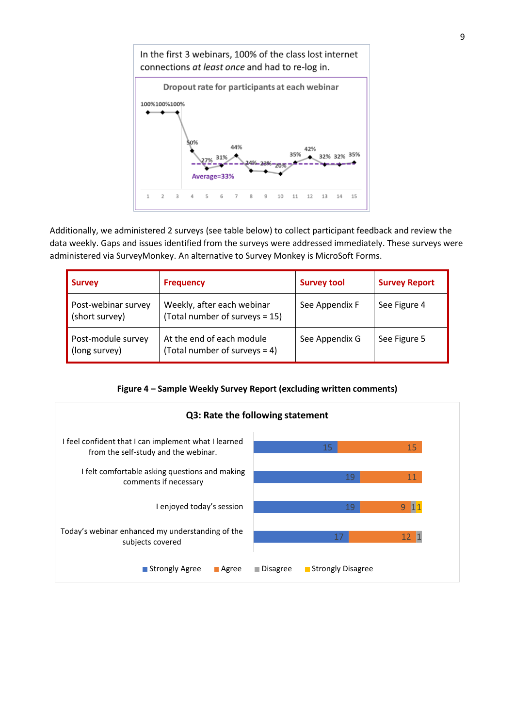In the first 3 webinars, 100% of the class lost internet connections *at least once* and had to re-log in.

Additionally, we administered 2 surveys (see table below) to collect participant feedback and review the data weekly. Gaps and issues identified from the surveys were addressed immediately. These surveys were administered via SurveyMonkey. An alternative to Survey Monkey is MicroSoft Forms.

| Survey | Frequency | Survey tool | Survey Report |
|---|---|---|---|
| Post-webinar survey (short survey) | Weekly, after each webinar (Total number of surveys = 15) | See Appendix F | See Figure 4 |
| Post-module survey (long survey) | At the end of each module (Total number of surveys = 4) | See Appendix G | See Figure 5 |

**Figure 4 – Sample Weekly Survey Report (excluding written comments)**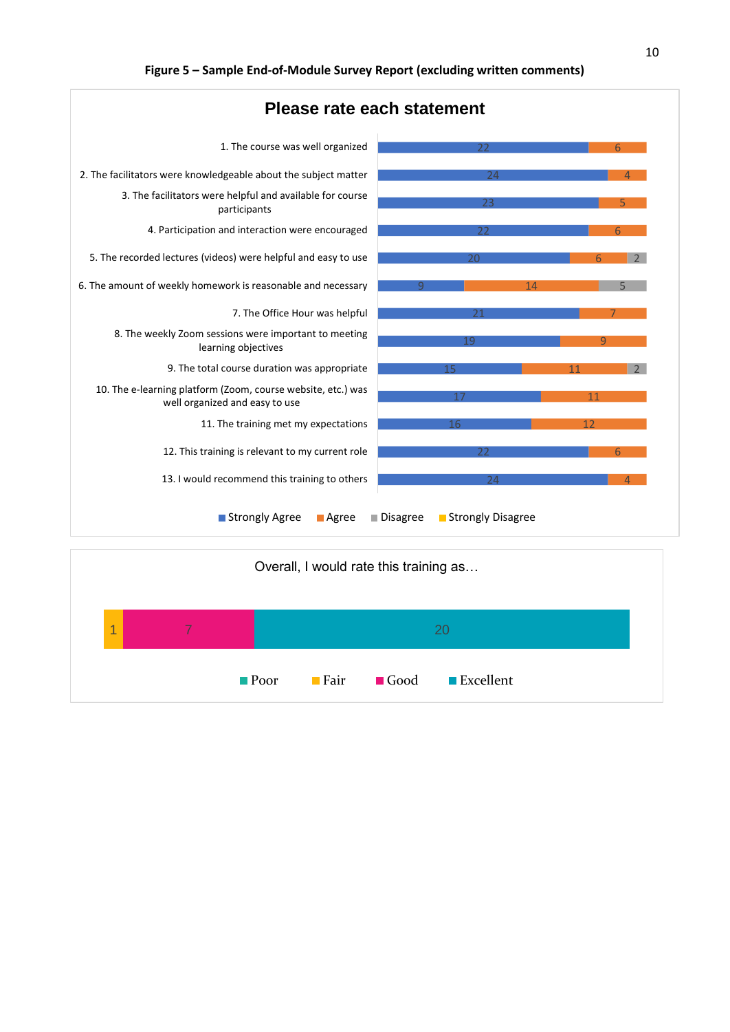**Figure 5 – Sample End-of-Module Survey Report (excluding written comments)**

### Please rate each statement

| Statement | Strongly Agree | Agree | Disagree | Strongly Disagree |
|---|---|---|---|---|
| 1. The course was well organized | 22 | 6 | | |
| 2. The facilitators were knowledgeable about the subject matter | 24 | 4 | | |
| 3. The facilitators were helpful and available for course participants | 23 | 5 | | |
| 4. Participation and interaction were encouraged | 22 | 6 | | |
| 5. The recorded lectures (videos) were helpful and easy to use | 20 | 6 | 2 | |
| 6. The amount of weekly homework is reasonable and necessary | 9 | 14 | 5 | |
| 7. The Office Hour was helpful | 21 | 7 | | |
| 8. The weekly Zoom sessions were important to meeting learning objectives | 19 | 9 | | |
| 9. The total course duration was appropriate | 15 | 11 | 2 | |
| 10. The e-learning platform (Zoom, course website, etc.) was well organized and easy to use | 17 | 11 | | |
| 11. The training met my expectations | 16 | 12 | | |
| 12. This training is relevant to my current role | 22 | 6 | | |
| 13. I would recommend this training to others | 24 | 4 | | |

### Overall, I would rate this training as…

| Poor | Fair | Good | Excellent |
|---|---|---|---|
| | 1 | 7 | 20 |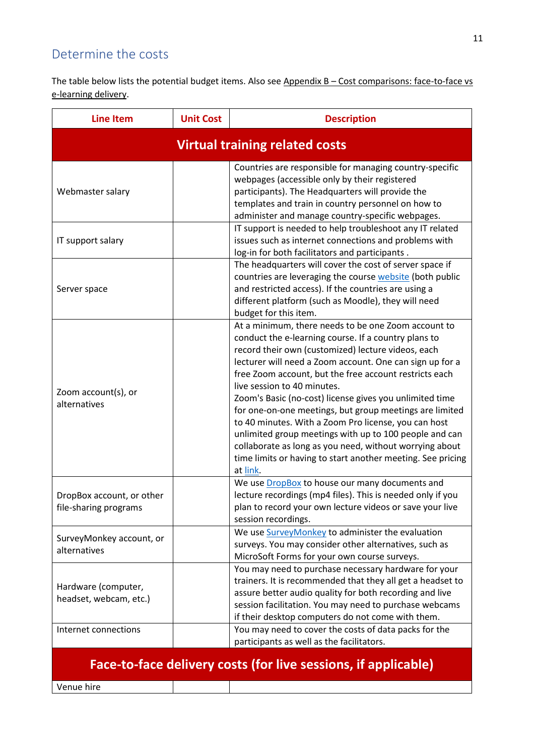## Determine the costs

The table below lists the potential budget items. Also see Appendix B – Cost comparisons: face-to-face vs e-learning delivery.

| Line Item | Unit Cost | Description |
|---|---|---|
| **Virtual training related costs** | | |
| Webmaster salary | | Countries are responsible for managing country-specific webpages (accessible only by their registered participants). The Headquarters will provide the templates and train in country personnel on how to administer and manage country-specific webpages. |
| IT support salary | | IT support is needed to help troubleshoot any IT related issues such as internet connections and problems with log-in for both facilitators and participants . |
| Server space | | The headquarters will cover the cost of server space if countries are leveraging the course website (both public and restricted access). If the countries are using a different platform (such as Moodle), they will need budget for this item. |
| Zoom account(s), or alternatives | | At a minimum, there needs to be one Zoom account to conduct the e-learning course. If a country plans to record their own (customized) lecture videos, each lecturer will need a Zoom account. One can sign up for a free Zoom account, but the free account restricts each live session to 40 minutes. Zoom's Basic (no-cost) license gives you unlimited time for one-on-one meetings, but group meetings are limited to 40 minutes. With a Zoom Pro license, you can host unlimited group meetings with up to 100 people and can collaborate as long as you need, without worrying about time limits or having to start another meeting. See pricing at link. |
| DropBox account, or other file-sharing programs | | We use DropBox to house our many documents and lecture recordings (mp4 files). This is needed only if you plan to record your own lecture videos or save your live session recordings. |
| SurveyMonkey account, or alternatives | | We use SurveyMonkey to administer the evaluation surveys. You may consider other alternatives, such as MicroSoft Forms for your own course surveys. |
| Hardware (computer, headset, webcam, etc.) | | You may need to purchase necessary hardware for your trainers. It is recommended that they all get a headset to assure better audio quality for both recording and live session facilitation. You may need to purchase webcams if their desktop computers do not come with them. |
| Internet connections | | You may need to cover the costs of data packs for the participants as well as the facilitators. |
| **Face-to-face delivery costs (for live sessions, if applicable)** | | |
| Venue hire | | |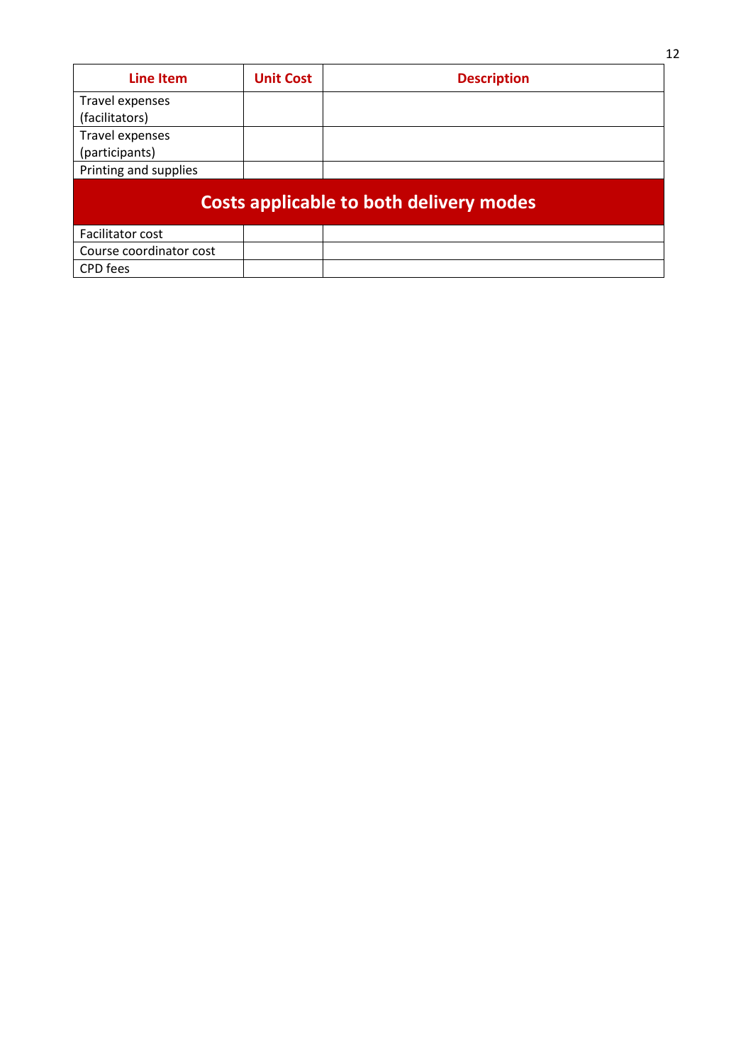| Line Item | Unit Cost | Description |
|---|---|---|
| Travel expenses (facilitators) | | |
| Travel expenses (participants) | | |
| Printing and supplies | | |
| **Costs applicable to both delivery modes** | | |
| Facilitator cost | | |
| Course coordinator cost | | |
| CPD fees | | |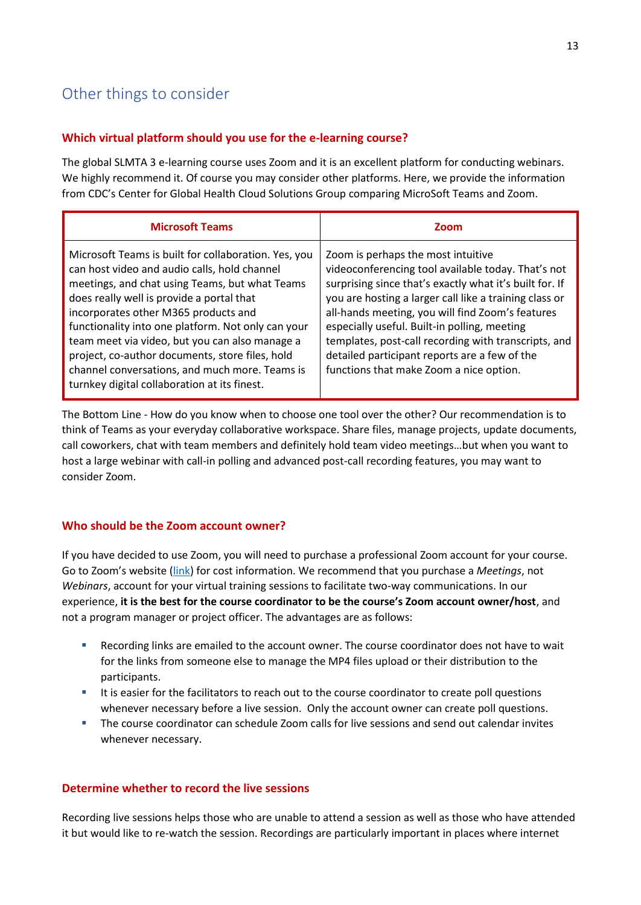## Other things to consider

### Which virtual platform should you use for the e-learning course?

The global SLMTA 3 e-learning course uses Zoom and it is an excellent platform for conducting webinars. We highly recommend it. Of course you may consider other platforms. Here, we provide the information from CDC's Center for Global Health Cloud Solutions Group comparing MicroSoft Teams and Zoom.

| Microsoft Teams | Zoom |
|---|---|
| Microsoft Teams is built for collaboration. Yes, you can host video and audio calls, hold channel meetings, and chat using Teams, but what Teams does really well is provide a portal that incorporates other M365 products and functionality into one platform. Not only can your team meet via video, but you can also manage a project, co-author documents, store files, hold channel conversations, and much more. Teams is turnkey digital collaboration at its finest. | Zoom is perhaps the most intuitive videoconferencing tool available today. That's not surprising since that's exactly what it's built for. If you are hosting a larger call like a training class or all-hands meeting, you will find Zoom's features especially useful. Built-in polling, meeting templates, post-call recording with transcripts, and detailed participant reports are a few of the functions that make Zoom a nice option. |

The Bottom Line - How do you know when to choose one tool over the other? Our recommendation is to think of Teams as your everyday collaborative workspace. Share files, manage projects, update documents, call coworkers, chat with team members and definitely hold team video meetings…but when you want to host a large webinar with call-in polling and advanced post-call recording features, you may want to consider Zoom.

### Who should be the Zoom account owner?

If you have decided to use Zoom, you will need to purchase a professional Zoom account for your course. Go to Zoom's website (link) for cost information. We recommend that you purchase a *Meetings*, not *Webinars*, account for your virtual training sessions to facilitate two-way communications. In our experience, **it is the best for the course coordinator to be the course's Zoom account owner/host**, and not a program manager or project officer. The advantages are as follows:

- Recording links are emailed to the account owner. The course coordinator does not have to wait for the links from someone else to manage the MP4 files upload or their distribution to the participants.
- It is easier for the facilitators to reach out to the course coordinator to create poll questions whenever necessary before a live session. Only the account owner can create poll questions.
- The course coordinator can schedule Zoom calls for live sessions and send out calendar invites whenever necessary.

### Determine whether to record the live sessions

Recording live sessions helps those who are unable to attend a session as well as those who have attended it but would like to re-watch the session. Recordings are particularly important in places where internet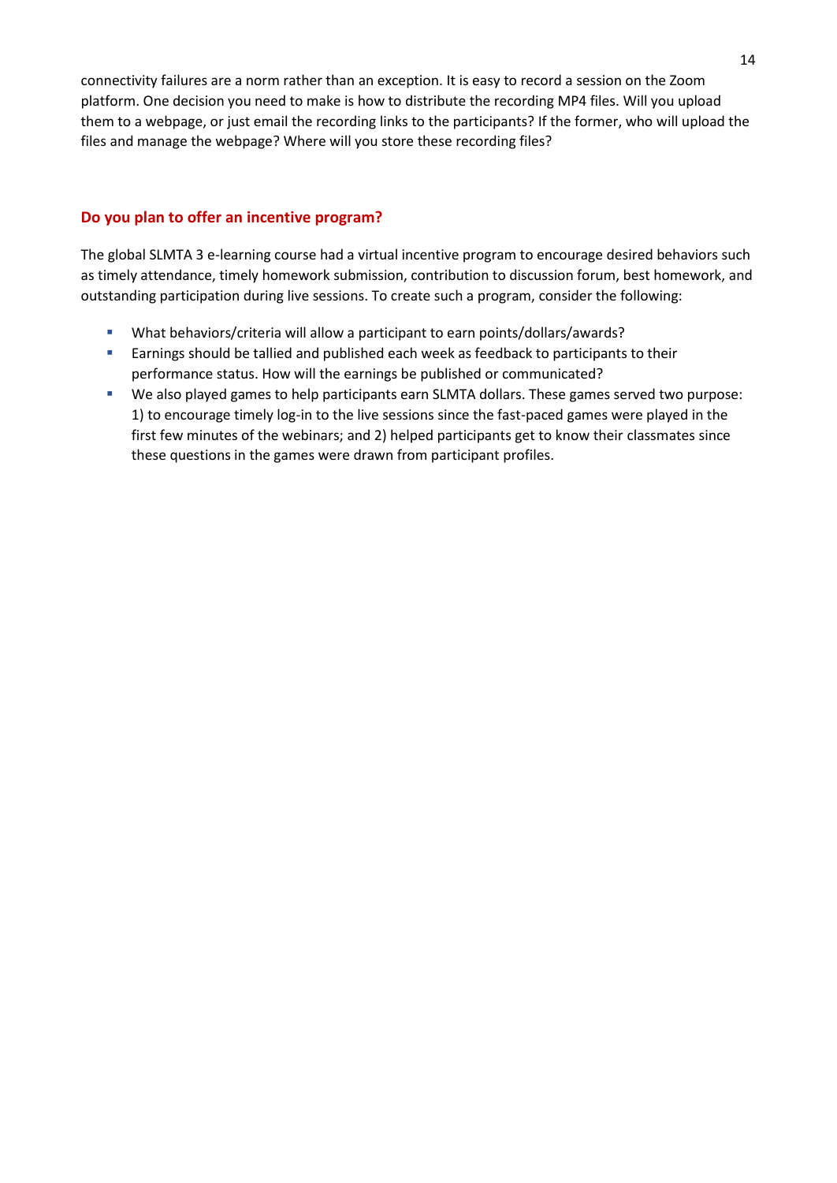connectivity failures are a norm rather than an exception. It is easy to record a session on the Zoom platform. One decision you need to make is how to distribute the recording MP4 files. Will you upload them to a webpage, or just email the recording links to the participants? If the former, who will upload the files and manage the webpage? Where will you store these recording files?

## Do you plan to offer an incentive program?

The global SLMTA 3 e-learning course had a virtual incentive program to encourage desired behaviors such as timely attendance, timely homework submission, contribution to discussion forum, best homework, and outstanding participation during live sessions. To create such a program, consider the following:

- What behaviors/criteria will allow a participant to earn points/dollars/awards?
- Earnings should be tallied and published each week as feedback to participants to their performance status. How will the earnings be published or communicated?
- We also played games to help participants earn SLMTA dollars. These games served two purpose: 1) to encourage timely log-in to the live sessions since the fast-paced games were played in the first few minutes of the webinars; and 2) helped participants get to know their classmates since these questions in the games were drawn from participant profiles.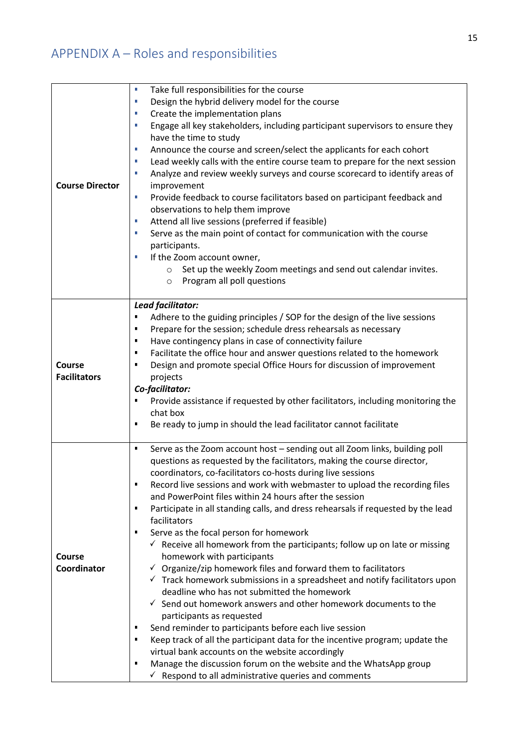## APPENDIX A – Roles and responsibilities

| | |
|---|---|
| **Course Director** | ▪ Take full responsibilities for the course<br>▪ Design the hybrid delivery model for the course<br>▪ Create the implementation plans<br>▪ Engage all key stakeholders, including participant supervisors to ensure they have the time to study<br>▪ Announce the course and screen/select the applicants for each cohort<br>▪ Lead weekly calls with the entire course team to prepare for the next session<br>▪ Analyze and review weekly surveys and course scorecard to identify areas of improvement<br>▪ Provide feedback to course facilitators based on participant feedback and observations to help them improve<br>▪ Attend all live sessions (preferred if feasible)<br>▪ Serve as the main point of contact for communication with the course participants.<br>▪ If the Zoom account owner,<br>&nbsp;&nbsp;&nbsp;&nbsp;○ Set up the weekly Zoom meetings and send out calendar invites.<br>&nbsp;&nbsp;&nbsp;&nbsp;○ Program all poll questions |
| **Course Facilitators** | ***Lead facilitator:***<br>▪ Adhere to the guiding principles / SOP for the design of the live sessions<br>▪ Prepare for the session; schedule dress rehearsals as necessary<br>▪ Have contingency plans in case of connectivity failure<br>▪ Facilitate the office hour and answer questions related to the homework<br>▪ Design and promote special Office Hours for discussion of improvement projects<br>***Co-facilitator:***<br>▪ Provide assistance if requested by other facilitators, including monitoring the chat box<br>▪ Be ready to jump in should the lead facilitator cannot facilitate |
| **Course Coordinator** | ▪ Serve as the Zoom account host – sending out all Zoom links, building poll questions as requested by the facilitators, making the course director, coordinators, co-facilitators co-hosts during live sessions<br>▪ Record live sessions and work with webmaster to upload the recording files and PowerPoint files within 24 hours after the session<br>▪ Participate in all standing calls, and dress rehearsals if requested by the lead facilitators<br>▪ Serve as the focal person for homework<br>&nbsp;&nbsp;&nbsp;&nbsp;✓ Receive all homework from the participants; follow up on late or missing homework with participants<br>&nbsp;&nbsp;&nbsp;&nbsp;✓ Organize/zip homework files and forward them to facilitators<br>&nbsp;&nbsp;&nbsp;&nbsp;✓ Track homework submissions in a spreadsheet and notify facilitators upon deadline who has not submitted the homework<br>&nbsp;&nbsp;&nbsp;&nbsp;✓ Send out homework answers and other homework documents to the participants as requested<br>▪ Send reminder to participants before each live session<br>▪ Keep track of all the participant data for the incentive program; update the virtual bank accounts on the website accordingly<br>▪ Manage the discussion forum on the website and the WhatsApp group<br>&nbsp;&nbsp;&nbsp;&nbsp;✓ Respond to all administrative queries and comments |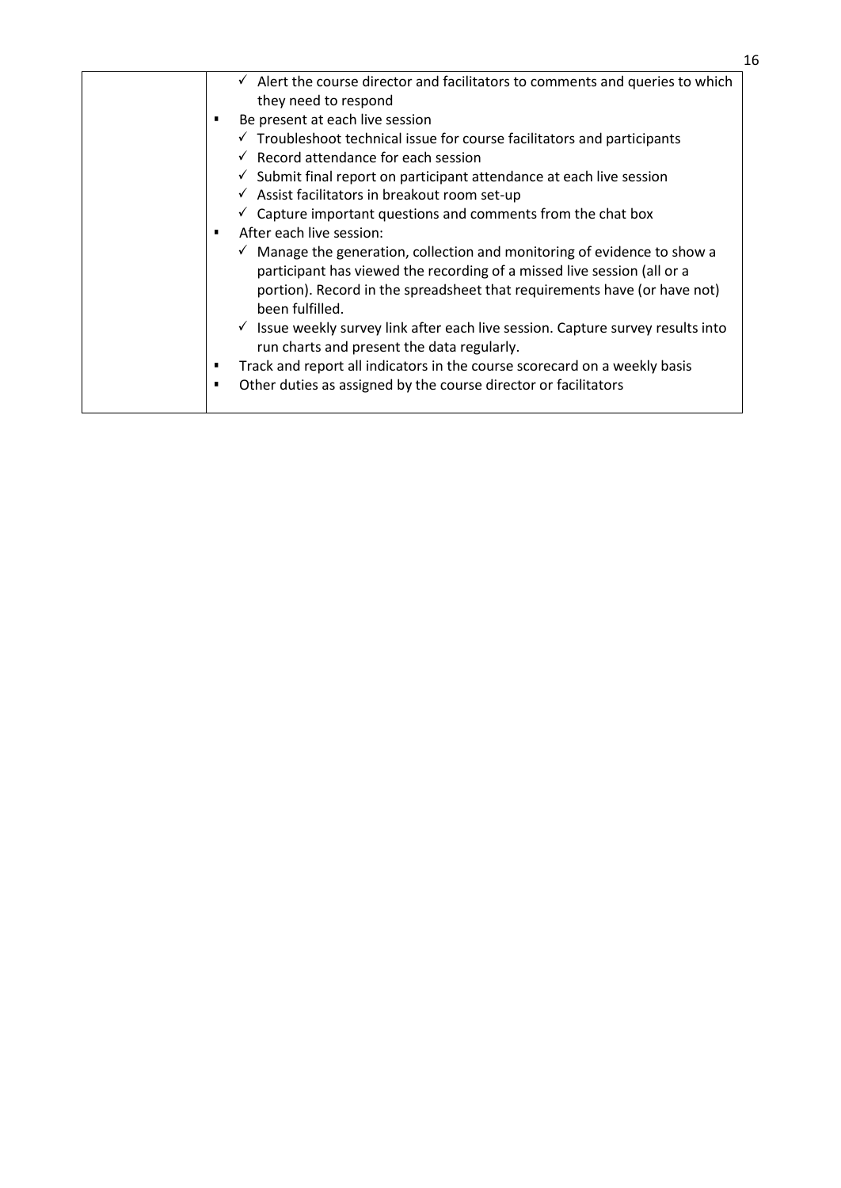| | |
|---|---|
| | ✓ Alert the course director and facilitators to comments and queries to which they need to respond<br>▪ Be present at each live session<br>✓ Troubleshoot technical issue for course facilitators and participants<br>✓ Record attendance for each session<br>✓ Submit final report on participant attendance at each live session<br>✓ Assist facilitators in breakout room set-up<br>✓ Capture important questions and comments from the chat box<br>▪ After each live session:<br>✓ Manage the generation, collection and monitoring of evidence to show a participant has viewed the recording of a missed live session (all or a portion). Record in the spreadsheet that requirements have (or have not) been fulfilled.<br>✓ Issue weekly survey link after each live session. Capture survey results into run charts and present the data regularly.<br>▪ Track and report all indicators in the course scorecard on a weekly basis<br>▪ Other duties as assigned by the course director or facilitators |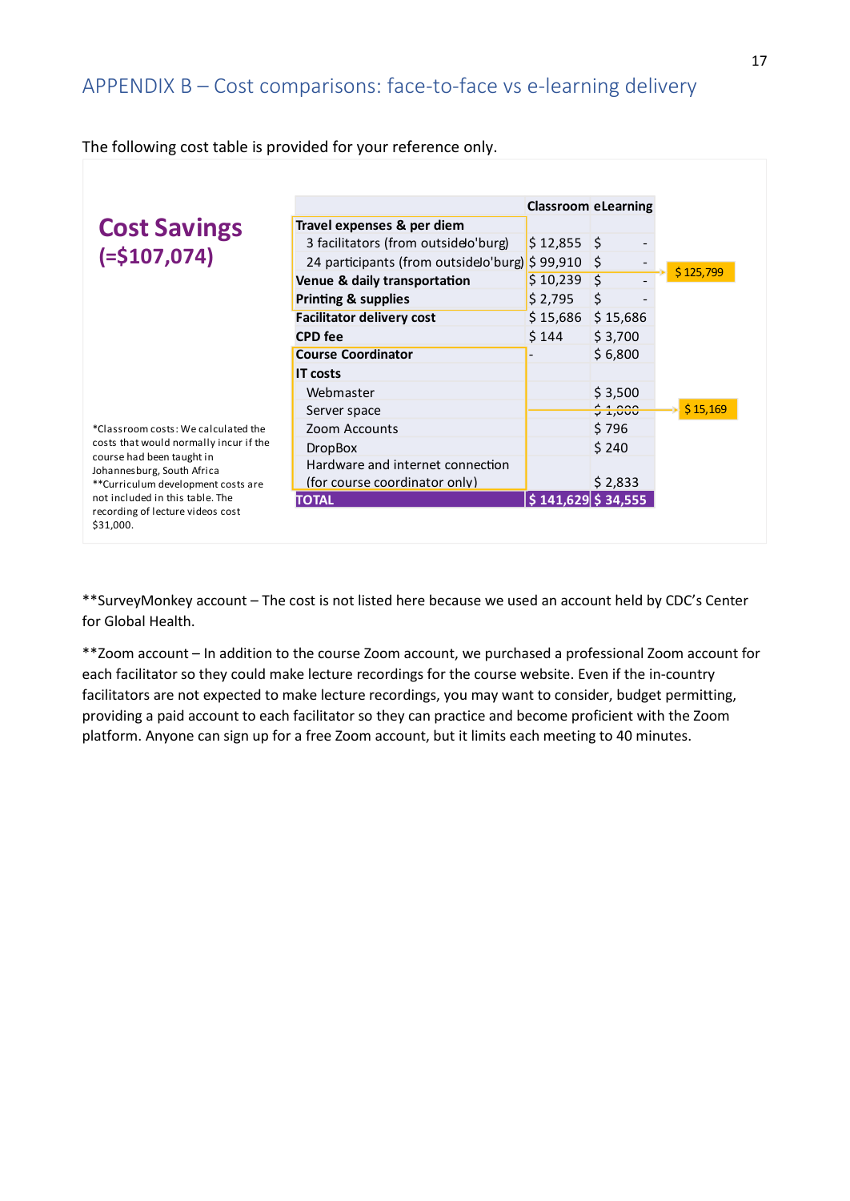## APPENDIX B – Cost comparisons: face-to-face vs e-learning delivery

The following cost table is provided for your reference only.

**Cost Savings (=$107,074)**

| | Classroom | eLearning |
|---|---|---|
| **Travel expenses & per diem** | | |
| 3 facilitators (from outside Jo'burg) | $ 12,855 | $ - |
| 24 participants (from outside Jo'burg) | $ 99,910 | $ - |
| **Venue & daily transportation** | $ 10,239 | $ - |
| **Printing & supplies** | $ 2,795 | $ - |
| **Facilitator delivery cost** | $ 15,686 | $ 15,686 |
| **CPD fee** | $ 144 | $ 3,700 |
| **Course Coordinator** | - | $ 6,800 |
| **IT costs** | | |
| Webmaster | | $ 3,500 |
| Server space | | ~~$ 1,000~~ |
| Zoom Accounts | | $ 796 |
| DropBox | | $ 240 |
| Hardware and internet connection (for course coordinator only) | | $ 2,833 |
| **TOTAL** | **$ 141,629** | **$ 34,555** |

$ 125,799 (Travel expenses & per diem, Venue & daily transportation, Printing & supplies — Classroom)

$ 15,169 (Course Coordinator and IT costs — eLearning)

*Classroom costs: We calculated the costs that would normally incur if the course had been taught in Johannesburg, South Africa
**Curriculum development costs are not included in this table. The recording of lecture videos cost $31,000.

**SurveyMonkey account – The cost is not listed here because we used an account held by CDC's Center for Global Health.

**Zoom account – In addition to the course Zoom account, we purchased a professional Zoom account for each facilitator so they could make lecture recordings for the course website. Even if the in-country facilitators are not expected to make lecture recordings, you may want to consider, budget permitting, providing a paid account to each facilitator so they can practice and become proficient with the Zoom platform. Anyone can sign up for a free Zoom account, but it limits each meeting to 40 minutes.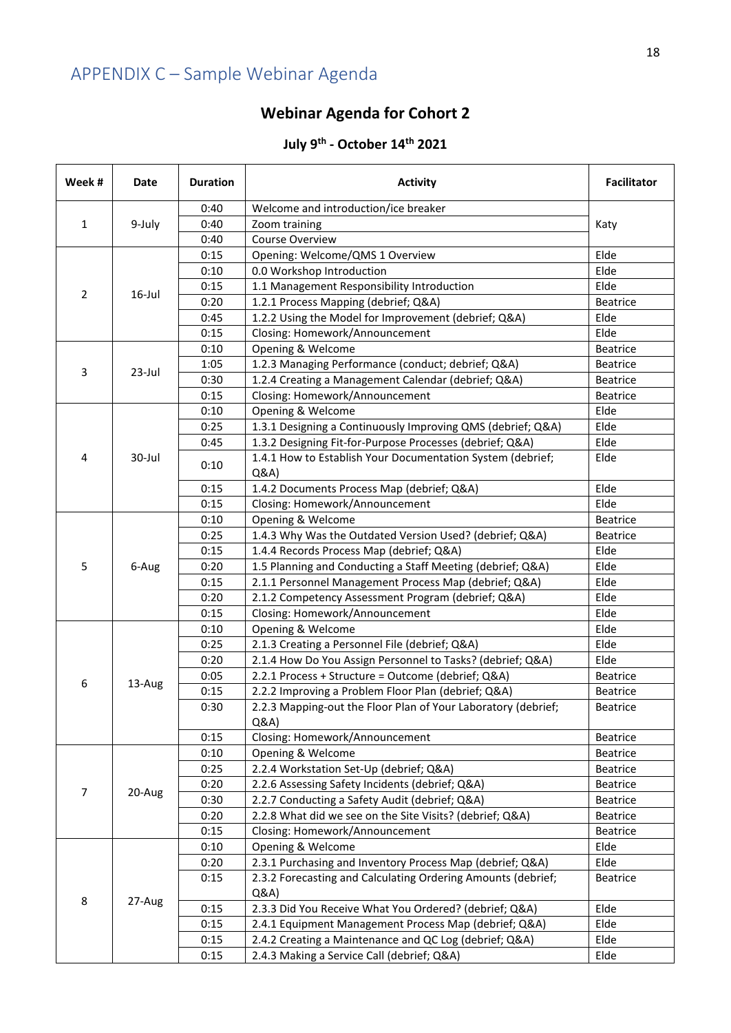# APPENDIX C – Sample Webinar Agenda

## Webinar Agenda for Cohort 2

### July 9th - October 14th 2021

| Week # | Date | Duration | Activity | Facilitator |
|---|---|---|---|---|
| 1 | 9-July | 0:40 | Welcome and introduction/ice breaker | Katy |
| | | 0:40 | Zoom training | |
| | | 0:40 | Course Overview | |
| 2 | 16-Jul | 0:15 | Opening: Welcome/QMS 1 Overview | Elde |
| | | 0:10 | 0.0 Workshop Introduction | Elde |
| | | 0:15 | 1.1 Management Responsibility Introduction | Elde |
| | | 0:20 | 1.2.1 Process Mapping (debrief; Q&A) | Beatrice |
| | | 0:45 | 1.2.2 Using the Model for Improvement (debrief; Q&A) | Elde |
| | | 0:15 | Closing: Homework/Announcement | Elde |
| 3 | 23-Jul | 0:10 | Opening & Welcome | Beatrice |
| | | 1:05 | 1.2.3 Managing Performance (conduct; debrief; Q&A) | Beatrice |
| | | 0:30 | 1.2.4 Creating a Management Calendar (debrief; Q&A) | Beatrice |
| | | 0:15 | Closing: Homework/Announcement | Beatrice |
| 4 | 30-Jul | 0:10 | Opening & Welcome | Elde |
| | | 0:25 | 1.3.1 Designing a Continuously Improving QMS (debrief; Q&A) | Elde |
| | | 0:45 | 1.3.2 Designing Fit-for-Purpose Processes (debrief; Q&A) | Elde |
| | | 0:10 | 1.4.1 How to Establish Your Documentation System (debrief; Q&A) | Elde |
| | | 0:15 | 1.4.2 Documents Process Map (debrief; Q&A) | Elde |
| | | 0:15 | Closing: Homework/Announcement | Elde |
| 5 | 6-Aug | 0:10 | Opening & Welcome | Beatrice |
| | | 0:25 | 1.4.3 Why Was the Outdated Version Used? (debrief; Q&A) | Beatrice |
| | | 0:15 | 1.4.4 Records Process Map (debrief; Q&A) | Elde |
| | | 0:20 | 1.5 Planning and Conducting a Staff Meeting (debrief; Q&A) | Elde |
| | | 0:15 | 2.1.1 Personnel Management Process Map (debrief; Q&A) | Elde |
| | | 0:20 | 2.1.2 Competency Assessment Program (debrief; Q&A) | Elde |
| | | 0:15 | Closing: Homework/Announcement | Elde |
| 6 | 13-Aug | 0:10 | Opening & Welcome | Elde |
| | | 0:25 | 2.1.3 Creating a Personnel File (debrief; Q&A) | Elde |
| | | 0:20 | 2.1.4 How Do You Assign Personnel to Tasks? (debrief; Q&A) | Elde |
| | | 0:05 | 2.2.1 Process + Structure = Outcome (debrief; Q&A) | Beatrice |
| | | 0:15 | 2.2.2 Improving a Problem Floor Plan (debrief; Q&A) | Beatrice |
| | | 0:30 | 2.2.3 Mapping-out the Floor Plan of Your Laboratory (debrief; Q&A) | Beatrice |
| | | 0:15 | Closing: Homework/Announcement | Beatrice |
| 7 | 20-Aug | 0:10 | Opening & Welcome | Beatrice |
| | | 0:25 | 2.2.4 Workstation Set-Up (debrief; Q&A) | Beatrice |
| | | 0:20 | 2.2.6 Assessing Safety Incidents (debrief; Q&A) | Beatrice |
| | | 0:30 | 2.2.7 Conducting a Safety Audit (debrief; Q&A) | Beatrice |
| | | 0:20 | 2.2.8 What did we see on the Site Visits? (debrief; Q&A) | Beatrice |
| | | 0:15 | Closing: Homework/Announcement | Beatrice |
| 8 | 27-Aug | 0:10 | Opening & Welcome | Elde |
| | | 0:20 | 2.3.1 Purchasing and Inventory Process Map (debrief; Q&A) | Elde |
| | | 0:15 | 2.3.2 Forecasting and Calculating Ordering Amounts (debrief; Q&A) | Beatrice |
| | | 0:15 | 2.3.3 Did You Receive What You Ordered? (debrief; Q&A) | Elde |
| | | 0:15 | 2.4.1 Equipment Management Process Map (debrief; Q&A) | Elde |
| | | 0:15 | 2.4.2 Creating a Maintenance and QC Log (debrief; Q&A) | Elde |
| | | 0:15 | 2.4.3 Making a Service Call (debrief; Q&A) | Elde |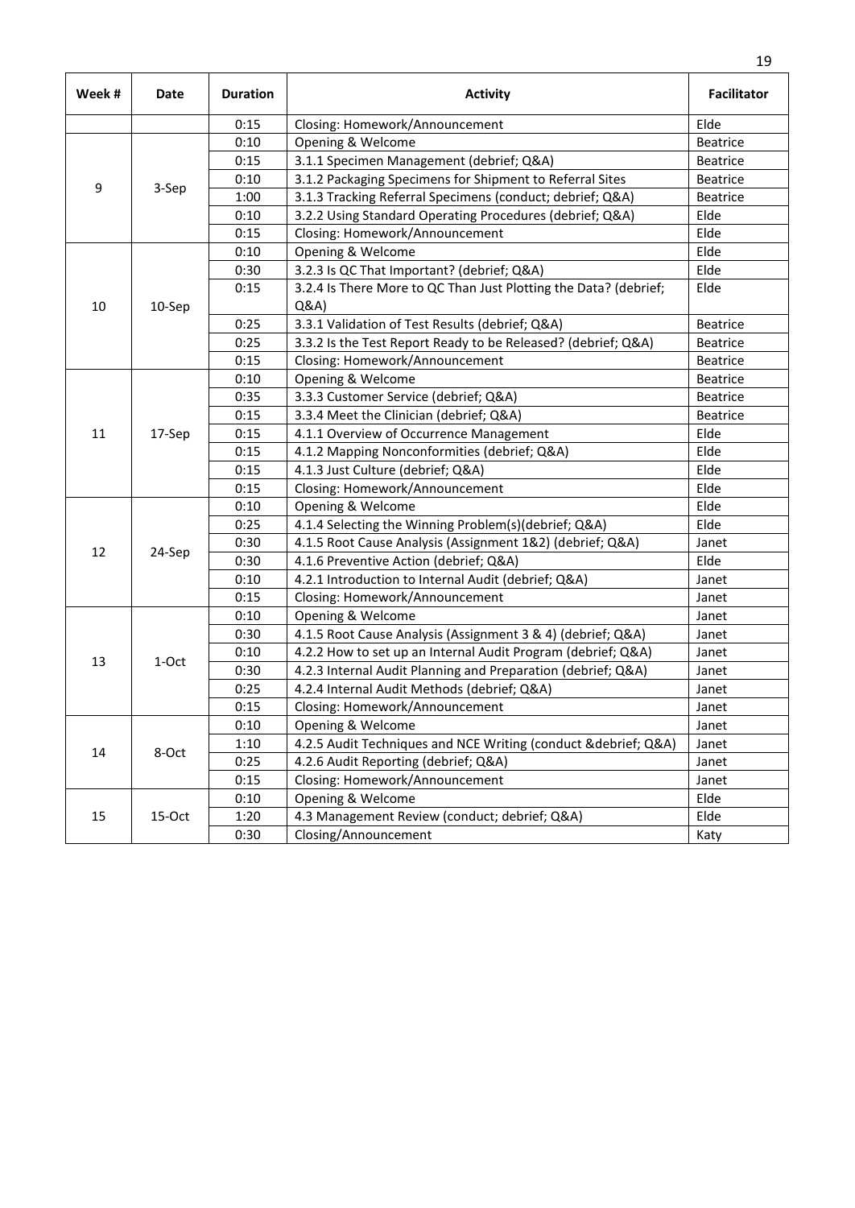| Week # | Date | Duration | Activity | Facilitator |
|---|---|---|---|---|
| | | 0:15 | Closing: Homework/Announcement | Elde |
| 9 | 3-Sep | 0:10 | Opening & Welcome | Beatrice |
| | | 0:15 | 3.1.1 Specimen Management (debrief; Q&A) | Beatrice |
| | | 0:10 | 3.1.2 Packaging Specimens for Shipment to Referral Sites | Beatrice |
| | | 1:00 | 3.1.3 Tracking Referral Specimens (conduct; debrief; Q&A) | Beatrice |
| | | 0:10 | 3.2.2 Using Standard Operating Procedures (debrief; Q&A) | Elde |
| | | 0:15 | Closing: Homework/Announcement | Elde |
| 10 | 10-Sep | 0:10 | Opening & Welcome | Elde |
| | | 0:30 | 3.2.3 Is QC That Important? (debrief; Q&A) | Elde |
| | | 0:15 | 3.2.4 Is There More to QC Than Just Plotting the Data? (debrief; Q&A) | Elde |
| | | 0:25 | 3.3.1 Validation of Test Results (debrief; Q&A) | Beatrice |
| | | 0:25 | 3.3.2 Is the Test Report Ready to be Released? (debrief; Q&A) | Beatrice |
| | | 0:15 | Closing: Homework/Announcement | Beatrice |
| 11 | 17-Sep | 0:10 | Opening & Welcome | Beatrice |
| | | 0:35 | 3.3.3 Customer Service (debrief; Q&A) | Beatrice |
| | | 0:15 | 3.3.4 Meet the Clinician (debrief; Q&A) | Beatrice |
| | | 0:15 | 4.1.1 Overview of Occurrence Management | Elde |
| | | 0:15 | 4.1.2 Mapping Nonconformities (debrief; Q&A) | Elde |
| | | 0:15 | 4.1.3 Just Culture (debrief; Q&A) | Elde |
| | | 0:15 | Closing: Homework/Announcement | Elde |
| 12 | 24-Sep | 0:10 | Opening & Welcome | Elde |
| | | 0:25 | 4.1.4 Selecting the Winning Problem(s)(debrief; Q&A) | Elde |
| | | 0:30 | 4.1.5 Root Cause Analysis (Assignment 1&2) (debrief; Q&A) | Janet |
| | | 0:30 | 4.1.6 Preventive Action (debrief; Q&A) | Elde |
| | | 0:10 | 4.2.1 Introduction to Internal Audit (debrief; Q&A) | Janet |
| | | 0:15 | Closing: Homework/Announcement | Janet |
| 13 | 1-Oct | 0:10 | Opening & Welcome | Janet |
| | | 0:30 | 4.1.5 Root Cause Analysis (Assignment 3 & 4) (debrief; Q&A) | Janet |
| | | 0:10 | 4.2.2 How to set up an Internal Audit Program (debrief; Q&A) | Janet |
| | | 0:30 | 4.2.3 Internal Audit Planning and Preparation (debrief; Q&A) | Janet |
| | | 0:25 | 4.2.4 Internal Audit Methods (debrief; Q&A) | Janet |
| | | 0:15 | Closing: Homework/Announcement | Janet |
| 14 | 8-Oct | 0:10 | Opening & Welcome | Janet |
| | | 1:10 | 4.2.5 Audit Techniques and NCE Writing (conduct &debrief; Q&A) | Janet |
| | | 0:25 | 4.2.6 Audit Reporting (debrief; Q&A) | Janet |
| | | 0:15 | Closing: Homework/Announcement | Janet |
| 15 | 15-Oct | 0:10 | Opening & Welcome | Elde |
| | | 1:20 | 4.3 Management Review (conduct; debrief; Q&A) | Elde |
| | | 0:30 | Closing/Announcement | Katy |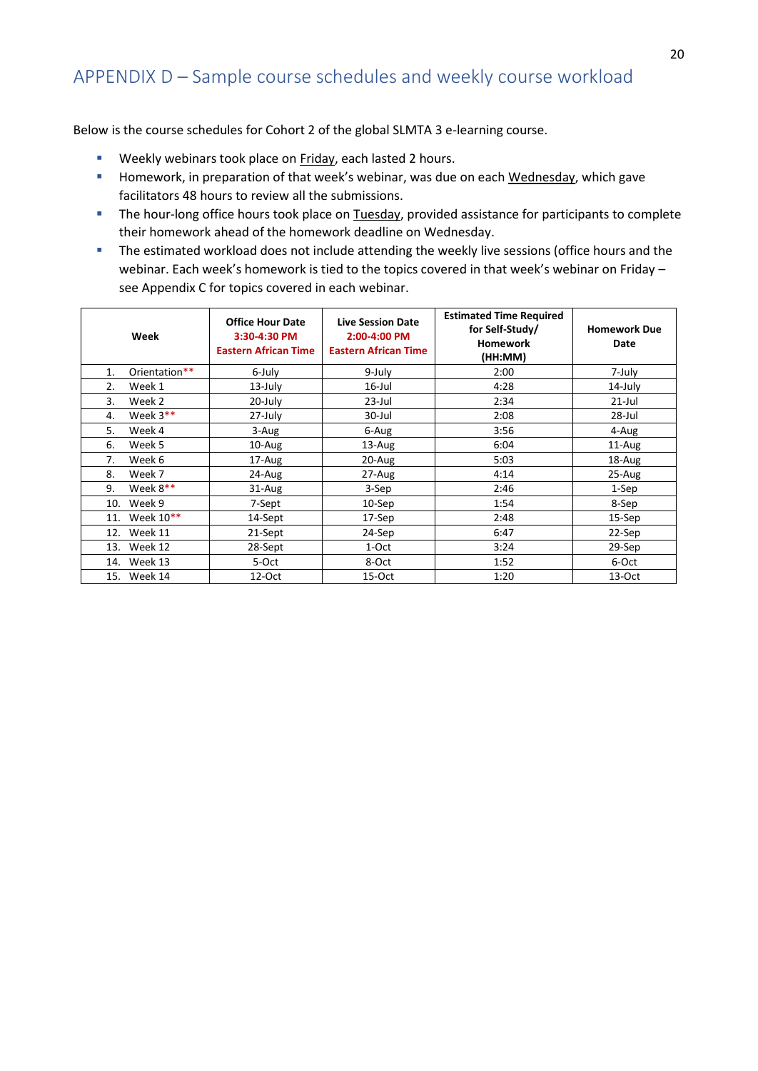## APPENDIX D – Sample course schedules and weekly course workload

Below is the course schedules for Cohort 2 of the global SLMTA 3 e-learning course.

- Weekly webinars took place on Friday, each lasted 2 hours.
- Homework, in preparation of that week's webinar, was due on each Wednesday, which gave facilitators 48 hours to review all the submissions.
- The hour-long office hours took place on Tuesday, provided assistance for participants to complete their homework ahead of the homework deadline on Wednesday.
- The estimated workload does not include attending the weekly live sessions (office hours and the webinar. Each week's homework is tied to the topics covered in that week's webinar on Friday – see Appendix C for topics covered in each webinar.

| Week | Office Hour Date 3:30-4:30 PM Eastern African Time | Live Session Date 2:00-4:00 PM Eastern African Time | Estimated Time Required for Self-Study/ Homework (HH:MM) | Homework Due Date |
|---|---|---|---|---|
| 1. Orientation** | 6-July | 9-July | 2:00 | 7-July |
| 2. Week 1 | 13-July | 16-Jul | 4:28 | 14-July |
| 3. Week 2 | 20-July | 23-Jul | 2:34 | 21-Jul |
| 4. Week 3** | 27-July | 30-Jul | 2:08 | 28-Jul |
| 5. Week 4 | 3-Aug | 6-Aug | 3:56 | 4-Aug |
| 6. Week 5 | 10-Aug | 13-Aug | 6:04 | 11-Aug |
| 7. Week 6 | 17-Aug | 20-Aug | 5:03 | 18-Aug |
| 8. Week 7 | 24-Aug | 27-Aug | 4:14 | 25-Aug |
| 9. Week 8** | 31-Aug | 3-Sep | 2:46 | 1-Sep |
| 10. Week 9 | 7-Sept | 10-Sep | 1:54 | 8-Sep |
| 11. Week 10** | 14-Sept | 17-Sep | 2:48 | 15-Sep |
| 12. Week 11 | 21-Sept | 24-Sep | 6:47 | 22-Sep |
| 13. Week 12 | 28-Sept | 1-Oct | 3:24 | 29-Sep |
| 14. Week 13 | 5-Oct | 8-Oct | 1:52 | 6-Oct |
| 15. Week 14 | 12-Oct | 15-Oct | 1:20 | 13-Oct |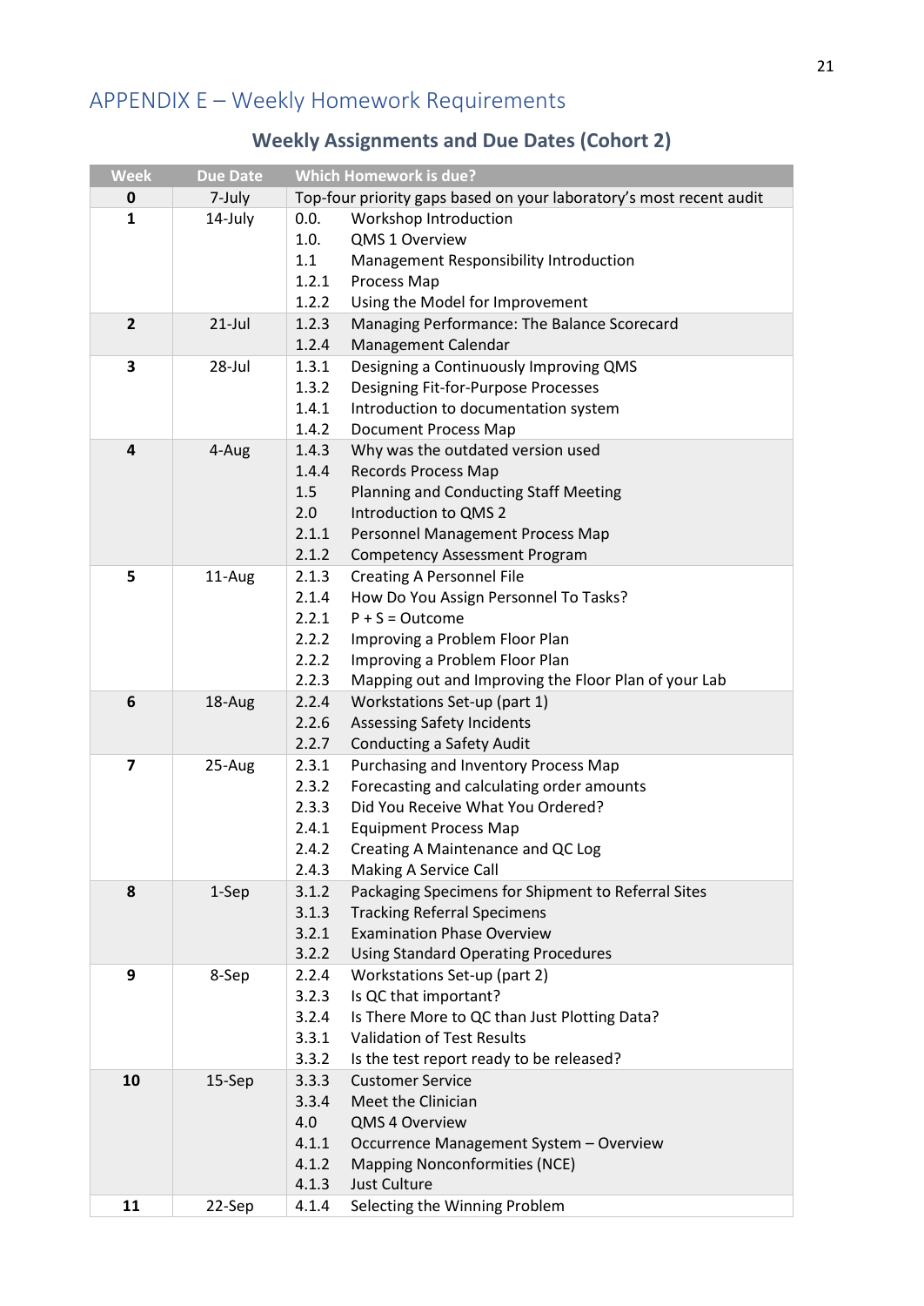# APPENDIX E – Weekly Homework Requirements

## Weekly Assignments and Due Dates (Cohort 2)

| Week | Due Date | Which Homework is due? | |
|---|---|---|---|
| **0** | 7-July | Top-four priority gaps based on your laboratory's most recent audit | |
| **1** | 14-July | 0.0. | Workshop Introduction |
| | | 1.0. | QMS 1 Overview |
| | | 1.1 | Management Responsibility Introduction |
| | | 1.2.1 | Process Map |
| | | 1.2.2 | Using the Model for Improvement |
| **2** | 21-Jul | 1.2.3 | Managing Performance: The Balance Scorecard |
| | | 1.2.4 | Management Calendar |
| **3** | 28-Jul | 1.3.1 | Designing a Continuously Improving QMS |
| | | 1.3.2 | Designing Fit-for-Purpose Processes |
| | | 1.4.1 | Introduction to documentation system |
| | | 1.4.2 | Document Process Map |
| **4** | 4-Aug | 1.4.3 | Why was the outdated version used |
| | | 1.4.4 | Records Process Map |
| | | 1.5 | Planning and Conducting Staff Meeting |
| | | 2.0 | Introduction to QMS 2 |
| | | 2.1.1 | Personnel Management Process Map |
| | | 2.1.2 | Competency Assessment Program |
| **5** | 11-Aug | 2.1.3 | Creating A Personnel File |
| | | 2.1.4 | How Do You Assign Personnel To Tasks? |
| | | 2.2.1 | P + S = Outcome |
| | | 2.2.2 | Improving a Problem Floor Plan |
| | | 2.2.2 | Improving a Problem Floor Plan |
| | | 2.2.3 | Mapping out and Improving the Floor Plan of your Lab |
| **6** | 18-Aug | 2.2.4 | Workstations Set-up (part 1) |
| | | 2.2.6 | Assessing Safety Incidents |
| | | 2.2.7 | Conducting a Safety Audit |
| **7** | 25-Aug | 2.3.1 | Purchasing and Inventory Process Map |
| | | 2.3.2 | Forecasting and calculating order amounts |
| | | 2.3.3 | Did You Receive What You Ordered? |
| | | 2.4.1 | Equipment Process Map |
| | | 2.4.2 | Creating A Maintenance and QC Log |
| | | 2.4.3 | Making A Service Call |
| **8** | 1-Sep | 3.1.2 | Packaging Specimens for Shipment to Referral Sites |
| | | 3.1.3 | Tracking Referral Specimens |
| | | 3.2.1 | Examination Phase Overview |
| | | 3.2.2 | Using Standard Operating Procedures |
| **9** | 8-Sep | 2.2.4 | Workstations Set-up (part 2) |
| | | 3.2.3 | Is QC that important? |
| | | 3.2.4 | Is There More to QC than Just Plotting Data? |
| | | 3.3.1 | Validation of Test Results |
| | | 3.3.2 | Is the test report ready to be released? |
| **10** | 15-Sep | 3.3.3 | Customer Service |
| | | 3.3.4 | Meet the Clinician |
| | | 4.0 | QMS 4 Overview |
| | | 4.1.1 | Occurrence Management System – Overview |
| | | 4.1.2 | Mapping Nonconformities (NCE) |
| | | 4.1.3 | Just Culture |
| **11** | 22-Sep | 4.1.4 | Selecting the Winning Problem |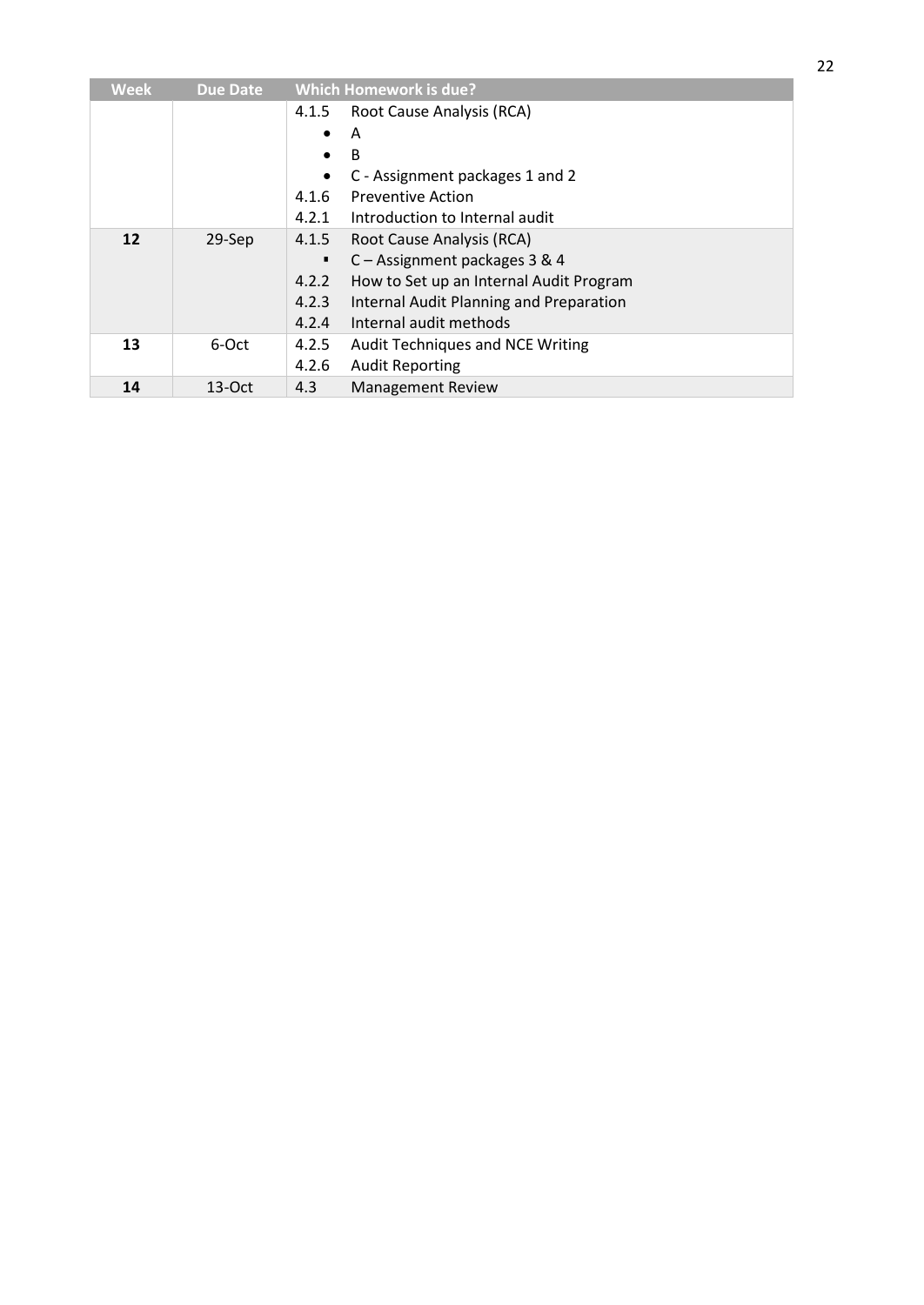| Week | Due Date | Which Homework is due? |
|---|---|---|
| | | 4.1.5 Root Cause Analysis (RCA)<br>• A<br>• B<br>• C - Assignment packages 1 and 2<br>4.1.6 Preventive Action<br>4.2.1 Introduction to Internal audit |
| **12** | 29-Sep | 4.1.5 Root Cause Analysis (RCA)<br>▪ C – Assignment packages 3 & 4<br>4.2.2 How to Set up an Internal Audit Program<br>4.2.3 Internal Audit Planning and Preparation<br>4.2.4 Internal audit methods |
| **13** | 6-Oct | 4.2.5 Audit Techniques and NCE Writing<br>4.2.6 Audit Reporting |
| **14** | 13-Oct | 4.3 Management Review |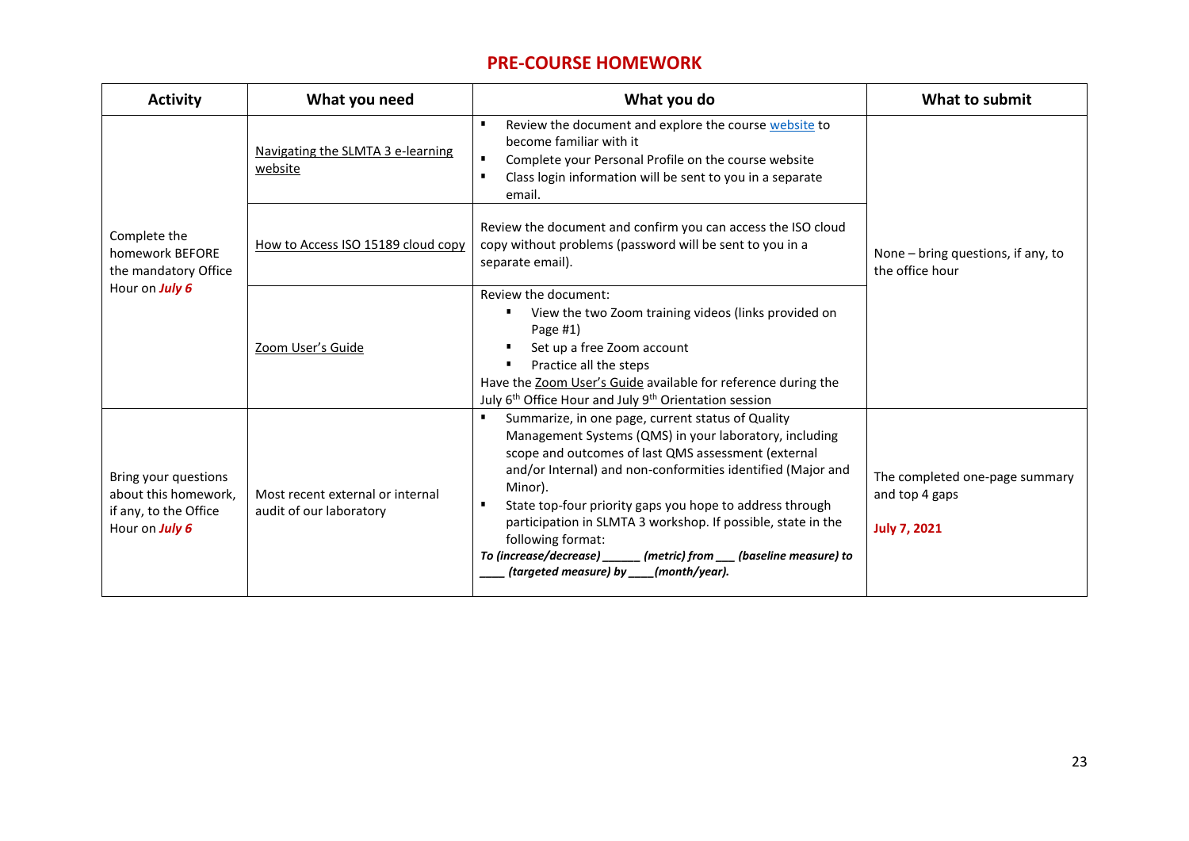# PRE-COURSE HOMEWORK

| Activity | What you need | What you do | What to submit |
|---|---|---|---|
| Complete the homework BEFORE the mandatory Office Hour on ***July 6*** | Navigating the SLMTA 3 e-learning website | ▪ Review the document and explore the course website to become familiar with it<br>▪ Complete your Personal Profile on the course website<br>▪ Class login information will be sent to you in a separate email. | None – bring questions, if any, to the office hour |
| | How to Access ISO 15189 cloud copy | Review the document and confirm you can access the ISO cloud copy without problems (password will be sent to you in a separate email). | |
| | Zoom User's Guide | Review the document:<br>▪ View the two Zoom training videos (links provided on Page #1)<br>▪ Set up a free Zoom account<br>▪ Practice all the steps<br>Have the Zoom User's Guide available for reference during the July 6th Office Hour and July 9th Orientation session | |
| Bring your questions about this homework, if any, to the Office Hour on ***July 6*** | Most recent external or internal audit of our laboratory | ▪ Summarize, in one page, current status of Quality Management Systems (QMS) in your laboratory, including scope and outcomes of last QMS assessment (external and/or Internal) and non-conformities identified (Major and Minor).<br>▪ State top-four priority gaps you hope to address through participation in SLMTA 3 workshop. If possible, state in the following format:<br>***To (increase/decrease) ______ (metric) from ___ (baseline measure) to ____ (targeted measure) by ____(month/year).*** | The completed one-page summary and top 4 gaps<br><br>**July 7, 2021** |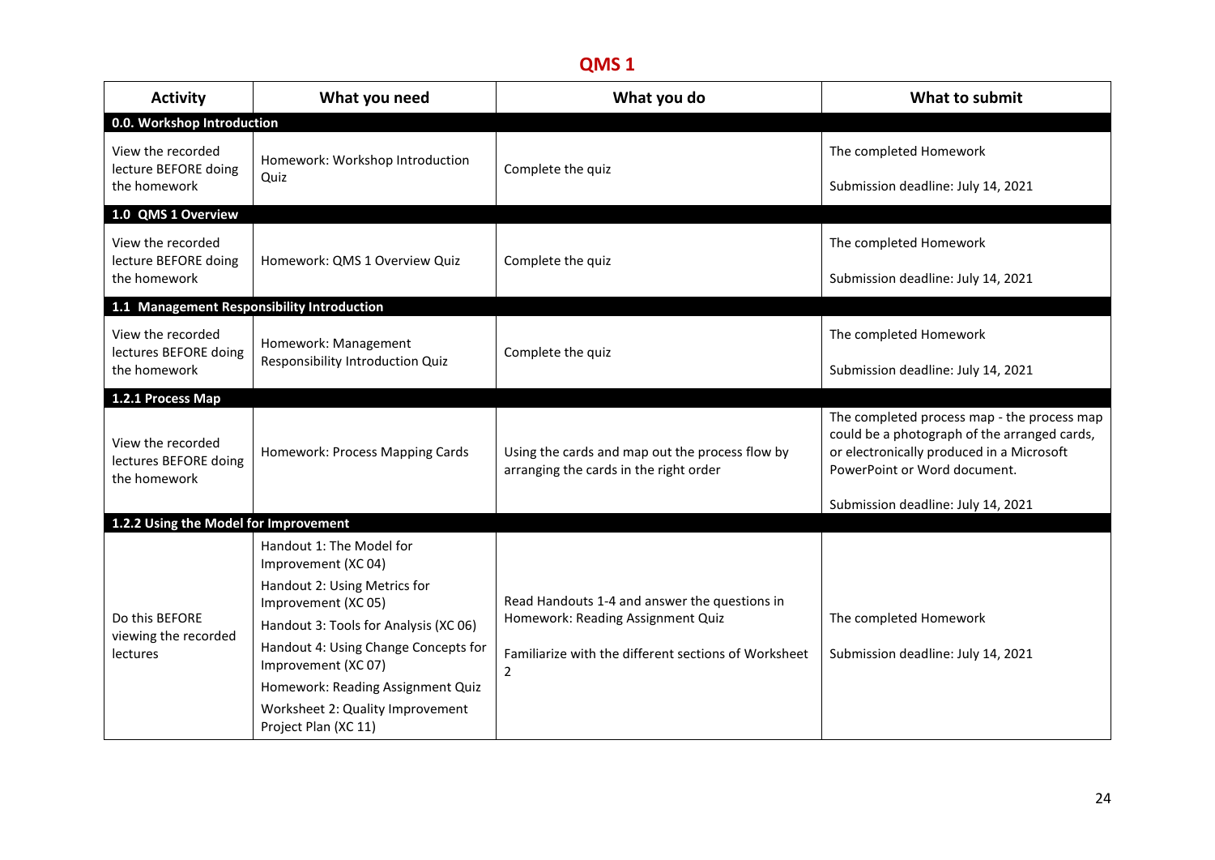## QMS 1

| Activity | What you need | What you do | What to submit |
|---|---|---|---|
| **0.0. Workshop Introduction** | | | |
| View the recorded lecture BEFORE doing the homework | Homework: Workshop Introduction Quiz | Complete the quiz | The completed Homework<br><br>Submission deadline: July 14, 2021 |
| **1.0 QMS 1 Overview** | | | |
| View the recorded lecture BEFORE doing the homework | Homework: QMS 1 Overview Quiz | Complete the quiz | The completed Homework<br><br>Submission deadline: July 14, 2021 |
| **1.1 Management Responsibility Introduction** | | | |
| View the recorded lectures BEFORE doing the homework | Homework: Management Responsibility Introduction Quiz | Complete the quiz | The completed Homework<br><br>Submission deadline: July 14, 2021 |
| **1.2.1 Process Map** | | | |
| View the recorded lectures BEFORE doing the homework | Homework: Process Mapping Cards | Using the cards and map out the process flow by arranging the cards in the right order | The completed process map - the process map could be a photograph of the arranged cards, or electronically produced in a Microsoft PowerPoint or Word document.<br><br>Submission deadline: July 14, 2021 |
| **1.2.2 Using the Model for Improvement** | | | |
| Do this BEFORE viewing the recorded lectures | Handout 1: The Model for Improvement (XC 04)<br>Handout 2: Using Metrics for Improvement (XC 05)<br>Handout 3: Tools for Analysis (XC 06)<br>Handout 4: Using Change Concepts for Improvement (XC 07)<br>Homework: Reading Assignment Quiz<br>Worksheet 2: Quality Improvement Project Plan (XC 11) | Read Handouts 1-4 and answer the questions in Homework: Reading Assignment Quiz<br><br>Familiarize with the different sections of Worksheet 2 | The completed Homework<br><br>Submission deadline: July 14, 2021 |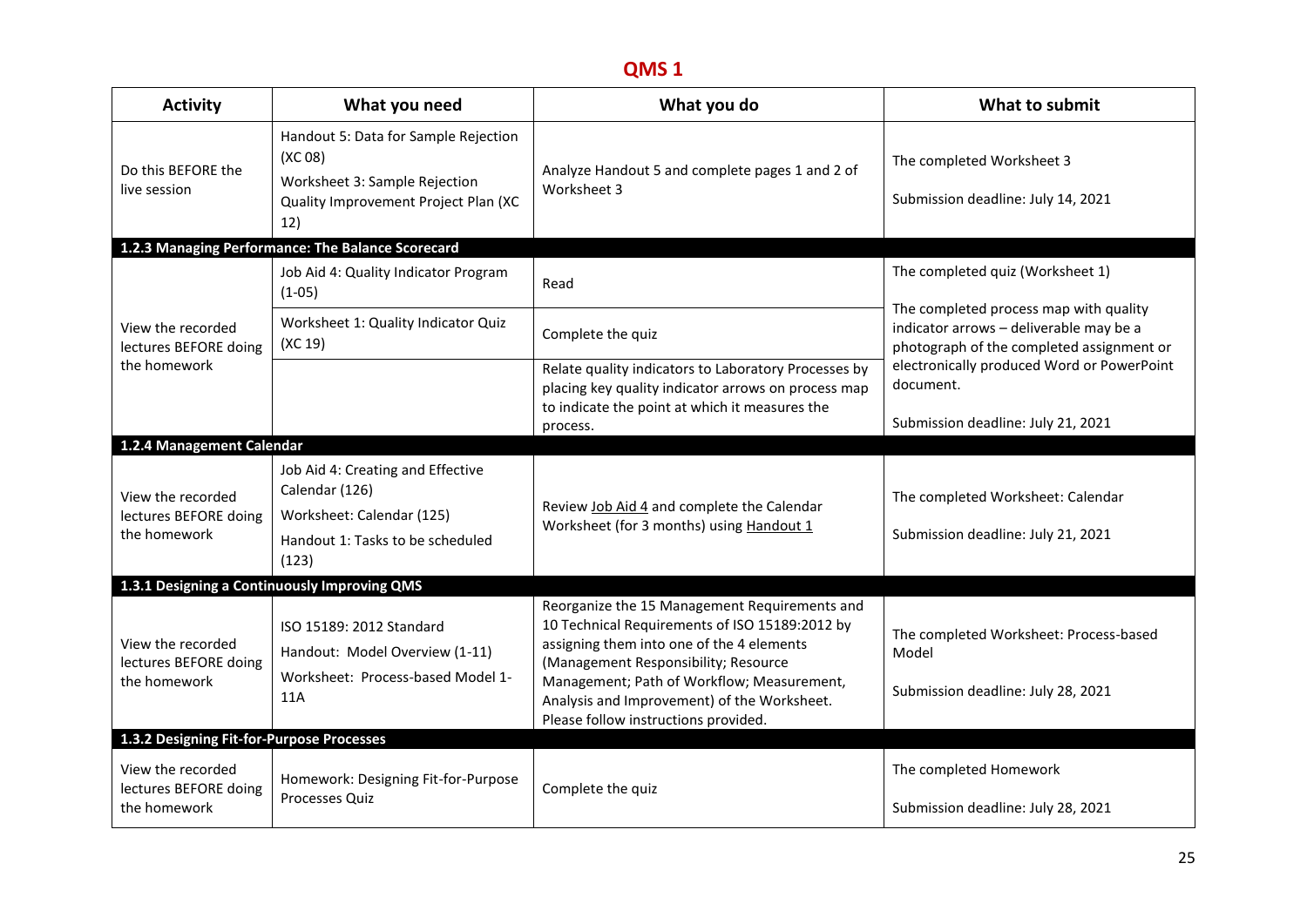# QMS 1

| Activity | What you need | What you do | What to submit |
|---|---|---|---|
| Do this BEFORE the live session | Handout 5: Data for Sample Rejection (XC 08)<br>Worksheet 3: Sample Rejection Quality Improvement Project Plan (XC 12) | Analyze Handout 5 and complete pages 1 and 2 of Worksheet 3 | The completed Worksheet 3<br><br>Submission deadline: July 14, 2021 |
| **1.2.3 Managing Performance: The Balance Scorecard** | | | |
| View the recorded lectures BEFORE doing the homework | Job Aid 4: Quality Indicator Program (1-05) | Read | The completed quiz (Worksheet 1)<br><br>The completed process map with quality indicator arrows – deliverable may be a photograph of the completed assignment or electronically produced Word or PowerPoint document.<br><br>Submission deadline: July 21, 2021 |
| | Worksheet 1: Quality Indicator Quiz (XC 19) | Complete the quiz | |
| | | Relate quality indicators to Laboratory Processes by placing key quality indicator arrows on process map to indicate the point at which it measures the process. | |
| **1.2.4 Management Calendar** | | | |
| View the recorded lectures BEFORE doing the homework | Job Aid 4: Creating and Effective Calendar (126)<br>Worksheet: Calendar (125)<br>Handout 1: Tasks to be scheduled (123) | Review Job Aid 4 and complete the Calendar Worksheet (for 3 months) using Handout 1 | The completed Worksheet: Calendar<br><br>Submission deadline: July 21, 2021 |
| **1.3.1 Designing a Continuously Improving QMS** | | | |
| View the recorded lectures BEFORE doing the homework | ISO 15189: 2012 Standard<br>Handout: Model Overview (1-11)<br>Worksheet: Process-based Model 1-11A | Reorganize the 15 Management Requirements and 10 Technical Requirements of ISO 15189:2012 by assigning them into one of the 4 elements (Management Responsibility; Resource Management; Path of Workflow; Measurement, Analysis and Improvement) of the Worksheet. Please follow instructions provided. | The completed Worksheet: Process-based Model<br><br>Submission deadline: July 28, 2021 |
| **1.3.2 Designing Fit-for-Purpose Processes** | | | |
| View the recorded lectures BEFORE doing the homework | Homework: Designing Fit-for-Purpose Processes Quiz | Complete the quiz | The completed Homework<br><br>Submission deadline: July 28, 2021 |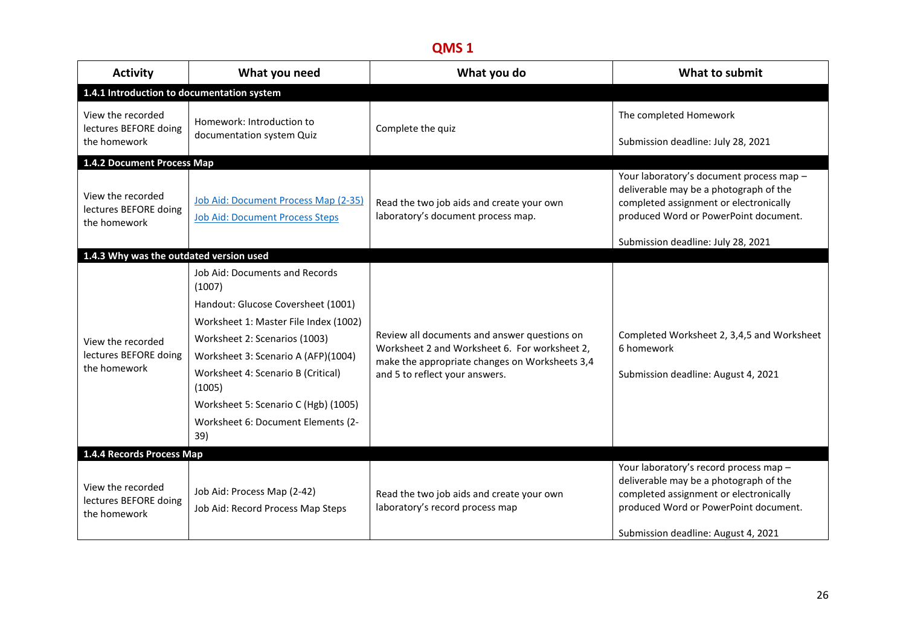# QMS 1

| Activity | What you need | What you do | What to submit |
|---|---|---|---|
| **1.4.1 Introduction to documentation system** | | | |
| View the recorded lectures BEFORE doing the homework | Homework: Introduction to documentation system Quiz | Complete the quiz | The completed Homework<br><br>Submission deadline: July 28, 2021 |
| **1.4.2 Document Process Map** | | | |
| View the recorded lectures BEFORE doing the homework | Job Aid: Document Process Map (2-35)<br>Job Aid: Document Process Steps | Read the two job aids and create your own laboratory's document process map. | Your laboratory's document process map – deliverable may be a photograph of the completed assignment or electronically produced Word or PowerPoint document.<br><br>Submission deadline: July 28, 2021 |
| **1.4.3 Why was the outdated version used** | | | |
| View the recorded lectures BEFORE doing the homework | Job Aid: Documents and Records (1007)<br>Handout: Glucose Coversheet (1001)<br>Worksheet 1: Master File Index (1002)<br>Worksheet 2: Scenarios (1003)<br>Worksheet 3: Scenario A (AFP)(1004)<br>Worksheet 4: Scenario B (Critical) (1005)<br>Worksheet 5: Scenario C (Hgb) (1005)<br>Worksheet 6: Document Elements (2-39) | Review all documents and answer questions on Worksheet 2 and Worksheet 6. For worksheet 2, make the appropriate changes on Worksheets 3,4 and 5 to reflect your answers. | Completed Worksheet 2, 3,4,5 and Worksheet 6 homework<br><br>Submission deadline: August 4, 2021 |
| **1.4.4 Records Process Map** | | | |
| View the recorded lectures BEFORE doing the homework | Job Aid: Process Map (2-42)<br>Job Aid: Record Process Map Steps | Read the two job aids and create your own laboratory's record process map | Your laboratory's record process map – deliverable may be a photograph of the completed assignment or electronically produced Word or PowerPoint document.<br><br>Submission deadline: August 4, 2021 |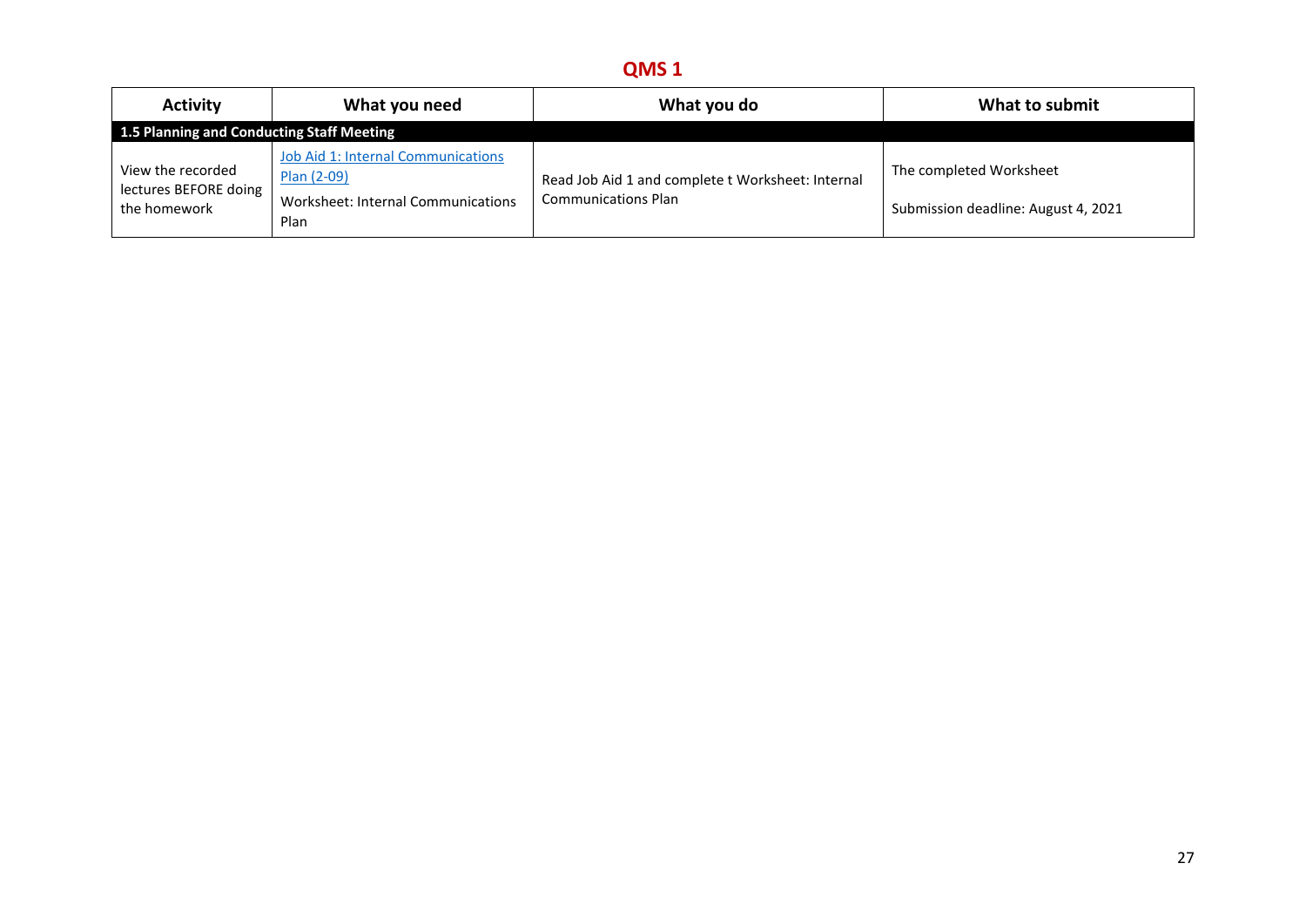## QMS 1

| Activity | What you need | What you do | What to submit |
|---|---|---|---|
| **1.5 Planning and Conducting Staff Meeting** | | | |
| View the recorded lectures BEFORE doing the homework | Job Aid 1: Internal Communications Plan (2-09)<br><br>Worksheet: Internal Communications Plan | Read Job Aid 1 and complete t Worksheet: Internal Communications Plan | The completed Worksheet<br><br>Submission deadline: August 4, 2021 |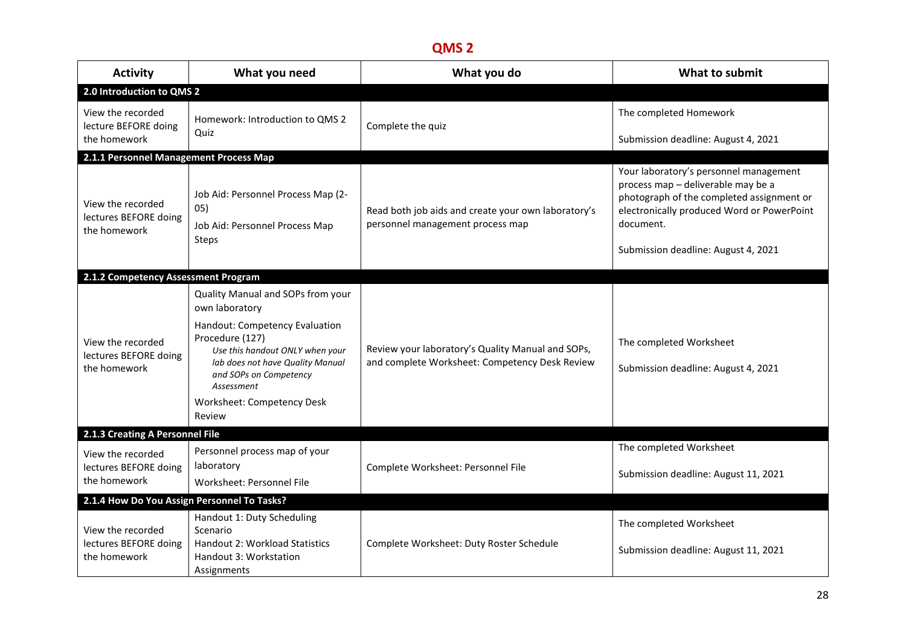# QMS 2

| Activity | What you need | What you do | What to submit |
|---|---|---|---|
| **2.0 Introduction to QMS 2** | | | |
| View the recorded lecture BEFORE doing the homework | Homework: Introduction to QMS 2 Quiz | Complete the quiz | The completed Homework<br><br>Submission deadline: August 4, 2021 |
| **2.1.1 Personnel Management Process Map** | | | |
| View the recorded lectures BEFORE doing the homework | Job Aid: Personnel Process Map (2-05)<br>Job Aid: Personnel Process Map Steps | Read both job aids and create your own laboratory's personnel management process map | Your laboratory's personnel management process map – deliverable may be a photograph of the completed assignment or electronically produced Word or PowerPoint document.<br><br>Submission deadline: August 4, 2021 |
| **2.1.2 Competency Assessment Program** | | | |
| View the recorded lectures BEFORE doing the homework | Quality Manual and SOPs from your own laboratory<br>Handout: Competency Evaluation Procedure (127)<br>*Use this handout ONLY when your lab does not have Quality Manual and SOPs on Competency Assessment*<br>Worksheet: Competency Desk Review | Review your laboratory's Quality Manual and SOPs, and complete Worksheet: Competency Desk Review | The completed Worksheet<br><br>Submission deadline: August 4, 2021 |
| **2.1.3 Creating A Personnel File** | | | |
| View the recorded lectures BEFORE doing the homework | Personnel process map of your laboratory<br>Worksheet: Personnel File | Complete Worksheet: Personnel File | The completed Worksheet<br><br>Submission deadline: August 11, 2021 |
| **2.1.4 How Do You Assign Personnel To Tasks?** | | | |
| View the recorded lectures BEFORE doing the homework | Handout 1: Duty Scheduling Scenario<br>Handout 2: Workload Statistics<br>Handout 3: Workstation Assignments | Complete Worksheet: Duty Roster Schedule | The completed Worksheet<br><br>Submission deadline: August 11, 2021 |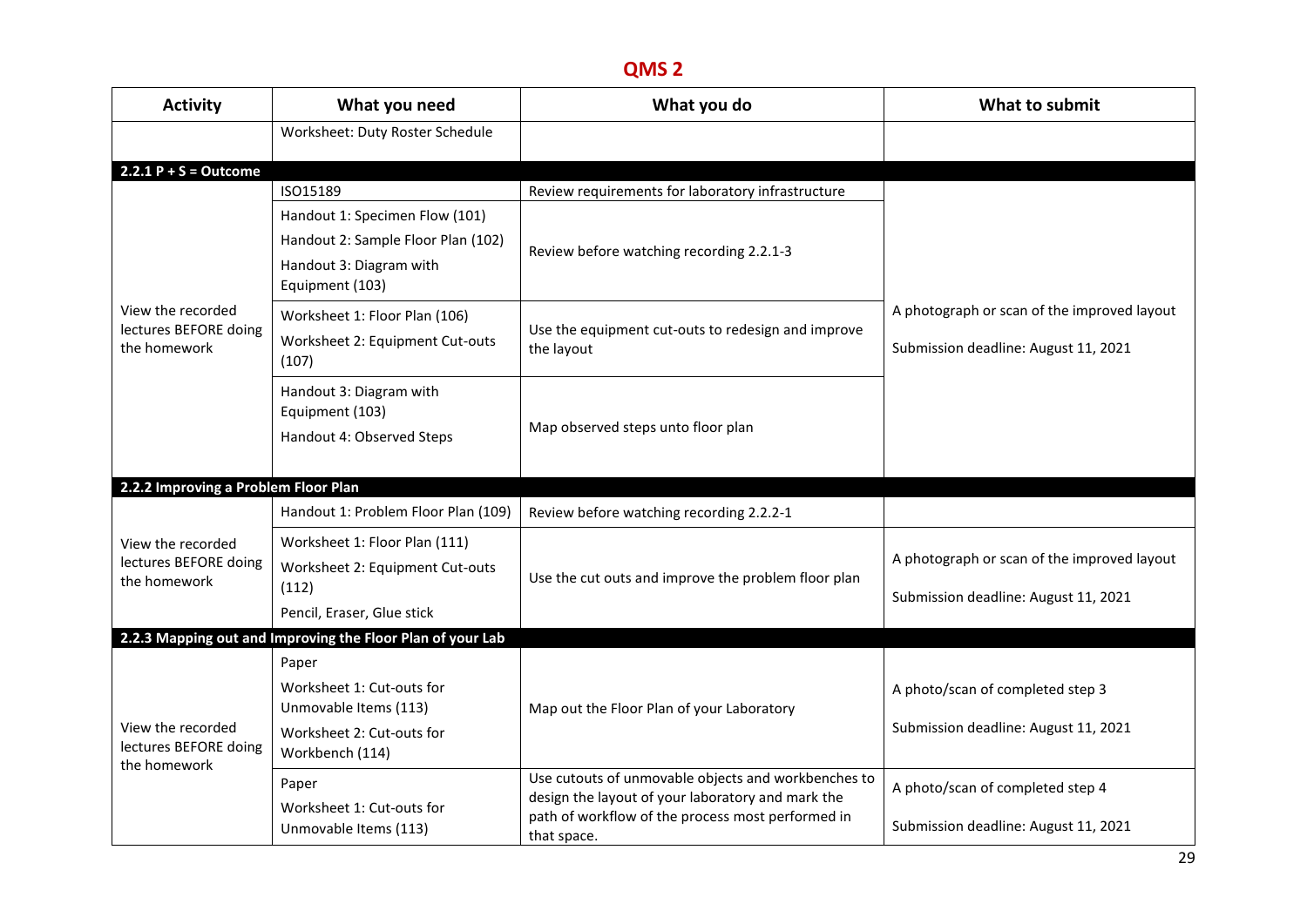# QMS 2

| Activity | What you need | What you do | What to submit |
|---|---|---|---|
| | Worksheet: Duty Roster Schedule | | |
| **2.2.1 P + S = Outcome** | | | |
| View the recorded lectures BEFORE doing the homework | ISO15189 | Review requirements for laboratory infrastructure | A photograph or scan of the improved layout<br><br>Submission deadline: August 11, 2021 |
| | Handout 1: Specimen Flow (101)<br>Handout 2: Sample Floor Plan (102)<br>Handout 3: Diagram with Equipment (103) | Review before watching recording 2.2.1-3 | |
| | Worksheet 1: Floor Plan (106)<br>Worksheet 2: Equipment Cut-outs (107) | Use the equipment cut-outs to redesign and improve the layout | |
| | Handout 3: Diagram with Equipment (103)<br>Handout 4: Observed Steps | Map observed steps unto floor plan | |
| **2.2.2 Improving a Problem Floor Plan** | | | |
| View the recorded lectures BEFORE doing the homework | Handout 1: Problem Floor Plan (109) | Review before watching recording 2.2.2-1 | |
| | Worksheet 1: Floor Plan (111)<br>Worksheet 2: Equipment Cut-outs (112)<br>Pencil, Eraser, Glue stick | Use the cut outs and improve the problem floor plan | A photograph or scan of the improved layout<br><br>Submission deadline: August 11, 2021 |
| **2.2.3 Mapping out and Improving the Floor Plan of your Lab** | | | |
| View the recorded lectures BEFORE doing the homework | Paper<br>Worksheet 1: Cut-outs for Unmovable Items (113)<br>Worksheet 2: Cut-outs for Workbench (114) | Map out the Floor Plan of your Laboratory | A photo/scan of completed step 3<br><br>Submission deadline: August 11, 2021 |
| | Paper<br>Worksheet 1: Cut-outs for Unmovable Items (113) | Use cutouts of unmovable objects and workbenches to design the layout of your laboratory and mark the path of workflow of the process most performed in that space. | A photo/scan of completed step 4<br><br>Submission deadline: August 11, 2021 |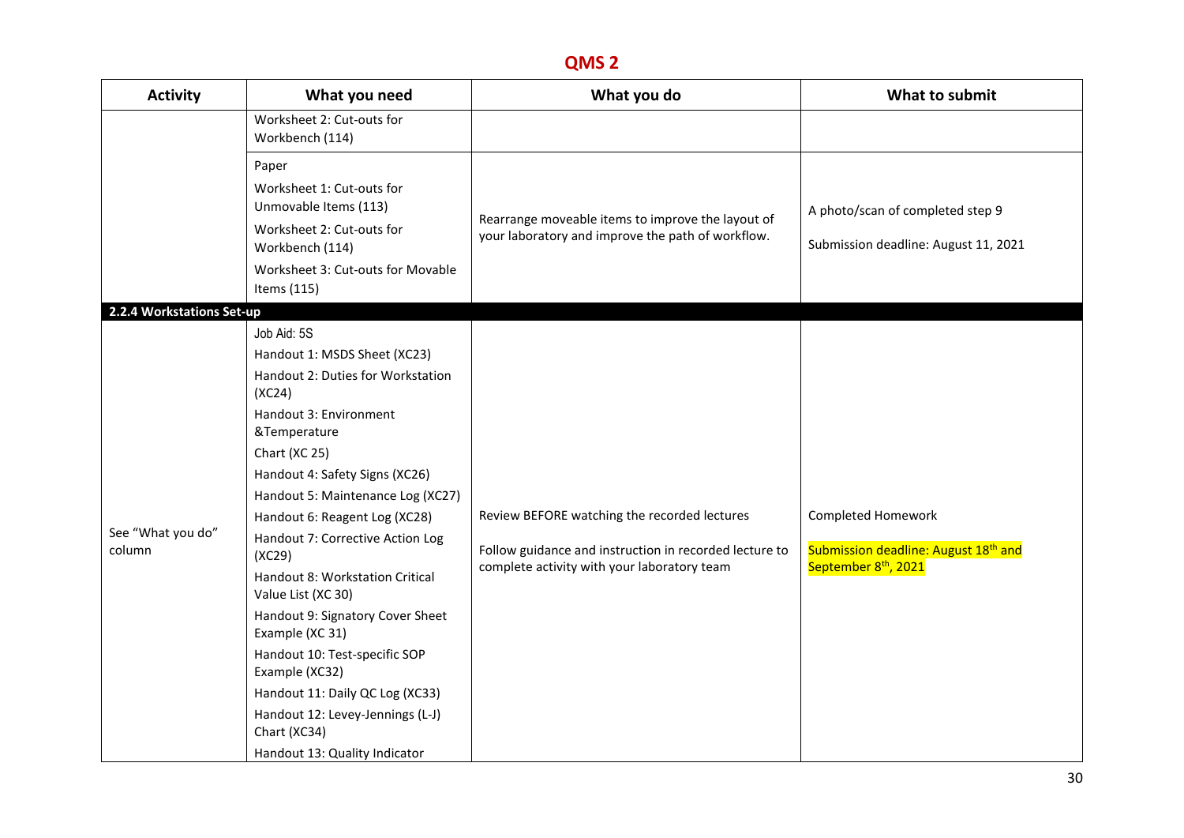## QMS 2

| Activity | What you need | What you do | What to submit |
|---|---|---|---|
| | Worksheet 2: Cut-outs for Workbench (114) | | |
| | Paper<br>Worksheet 1: Cut-outs for Unmovable Items (113)<br>Worksheet 2: Cut-outs for Workbench (114)<br>Worksheet 3: Cut-outs for Movable Items (115) | Rearrange moveable items to improve the layout of your laboratory and improve the path of workflow. | A photo/scan of completed step 9<br>Submission deadline: August 11, 2021 |
| **2.2.4 Workstations Set-up** | | | |
| See "What you do" column | Job Aid: 5S<br>Handout 1: MSDS Sheet (XC23)<br>Handout 2: Duties for Workstation (XC24)<br>Handout 3: Environment &Temperature<br>Chart (XC 25)<br>Handout 4: Safety Signs (XC26)<br>Handout 5: Maintenance Log (XC27)<br>Handout 6: Reagent Log (XC28)<br>Handout 7: Corrective Action Log (XC29)<br>Handout 8: Workstation Critical Value List (XC 30)<br>Handout 9: Signatory Cover Sheet Example (XC 31)<br>Handout 10: Test-specific SOP Example (XC32)<br>Handout 11: Daily QC Log (XC33)<br>Handout 12: Levey-Jennings (L-J) Chart (XC34)<br>Handout 13: Quality Indicator | Review BEFORE watching the recorded lectures<br>Follow guidance and instruction in recorded lecture to complete activity with your laboratory team | Completed Homework<br>Submission deadline: August 18th and September 8th, 2021 |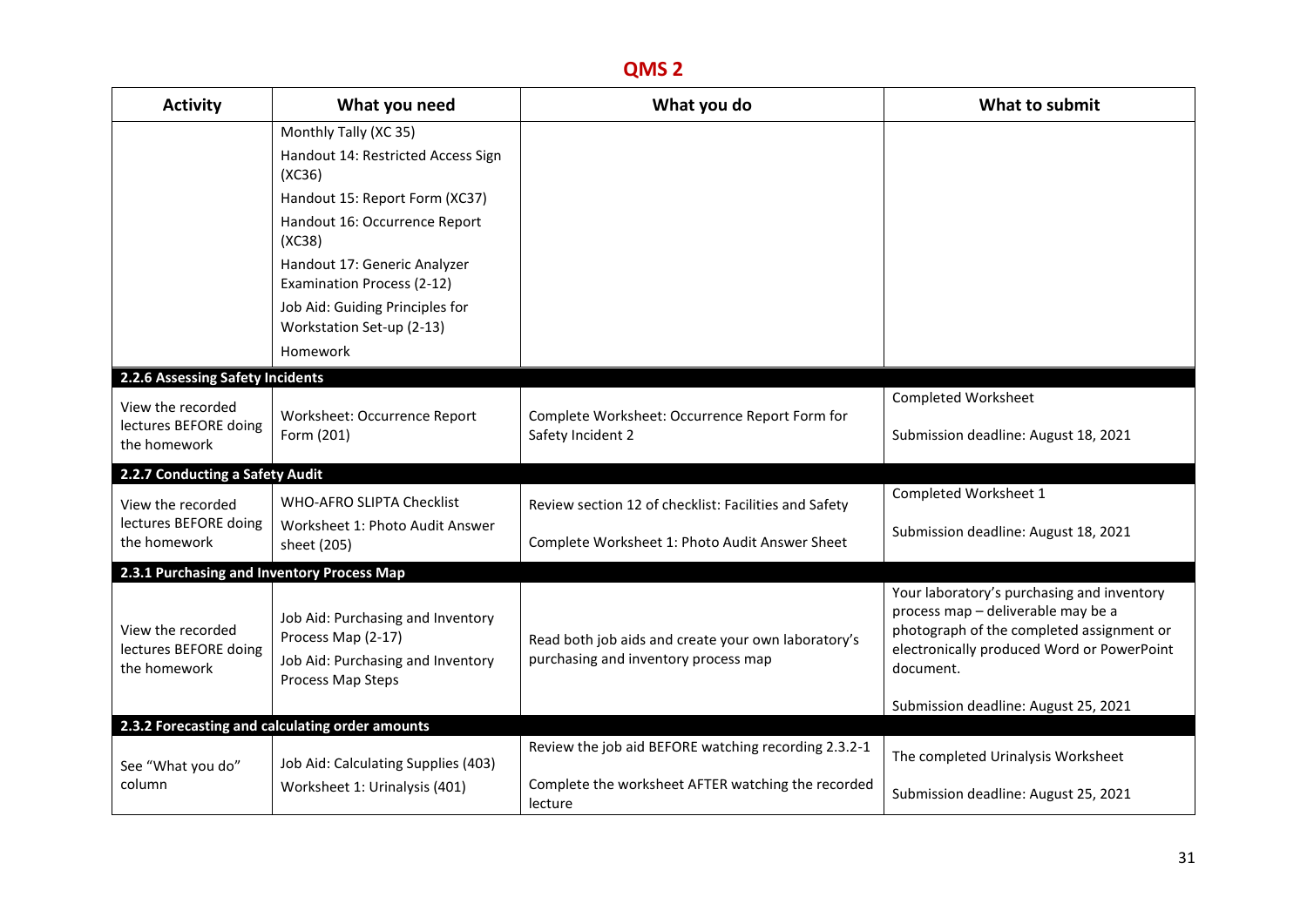## QMS 2

| Activity | What you need | What you do | What to submit |
|---|---|---|---|
| | Monthly Tally (XC 35)<br>Handout 14: Restricted Access Sign (XC36)<br>Handout 15: Report Form (XC37)<br>Handout 16: Occurrence Report (XC38)<br>Handout 17: Generic Analyzer Examination Process (2-12)<br>Job Aid: Guiding Principles for Workstation Set-up (2-13)<br>Homework | | |
| **2.2.6 Assessing Safety Incidents** | | | |
| View the recorded lectures BEFORE doing the homework | Worksheet: Occurrence Report Form (201) | Complete Worksheet: Occurrence Report Form for Safety Incident 2 | Completed Worksheet<br><br>Submission deadline: August 18, 2021 |
| **2.2.7 Conducting a Safety Audit** | | | |
| View the recorded lectures BEFORE doing the homework | WHO-AFRO SLIPTA Checklist<br>Worksheet 1: Photo Audit Answer sheet (205) | Review section 12 of checklist: Facilities and Safety<br><br>Complete Worksheet 1: Photo Audit Answer Sheet | Completed Worksheet 1<br><br>Submission deadline: August 18, 2021 |
| **2.3.1 Purchasing and Inventory Process Map** | | | |
| View the recorded lectures BEFORE doing the homework | Job Aid: Purchasing and Inventory Process Map (2-17)<br>Job Aid: Purchasing and Inventory Process Map Steps | Read both job aids and create your own laboratory's purchasing and inventory process map | Your laboratory's purchasing and inventory process map – deliverable may be a photograph of the completed assignment or electronically produced Word or PowerPoint document.<br><br>Submission deadline: August 25, 2021 |
| **2.3.2 Forecasting and calculating order amounts** | | | |
| See "What you do" column | Job Aid: Calculating Supplies (403)<br>Worksheet 1: Urinalysis (401) | Review the job aid BEFORE watching recording 2.3.2-1<br><br>Complete the worksheet AFTER watching the recorded lecture | The completed Urinalysis Worksheet<br><br>Submission deadline: August 25, 2021 |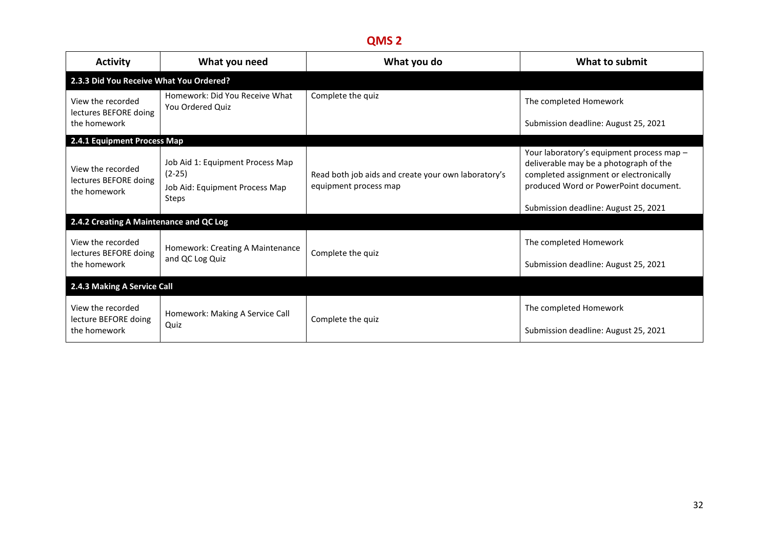## QMS 2

| Activity | What you need | What you do | What to submit |
|---|---|---|---|
| **2.3.3 Did You Receive What You Ordered?** | | | |
| View the recorded lectures BEFORE doing the homework | Homework: Did You Receive What You Ordered Quiz | Complete the quiz | The completed Homework<br><br>Submission deadline: August 25, 2021 |
| **2.4.1 Equipment Process Map** | | | |
| View the recorded lectures BEFORE doing the homework | Job Aid 1: Equipment Process Map (2-25)<br><br>Job Aid: Equipment Process Map Steps | Read both job aids and create your own laboratory's equipment process map | Your laboratory's equipment process map – deliverable may be a photograph of the completed assignment or electronically produced Word or PowerPoint document.<br><br>Submission deadline: August 25, 2021 |
| **2.4.2 Creating A Maintenance and QC Log** | | | |
| View the recorded lectures BEFORE doing the homework | Homework: Creating A Maintenance and QC Log Quiz | Complete the quiz | The completed Homework<br><br>Submission deadline: August 25, 2021 |
| **2.4.3 Making A Service Call** | | | |
| View the recorded lecture BEFORE doing the homework | Homework: Making A Service Call Quiz | Complete the quiz | The completed Homework<br><br>Submission deadline: August 25, 2021 |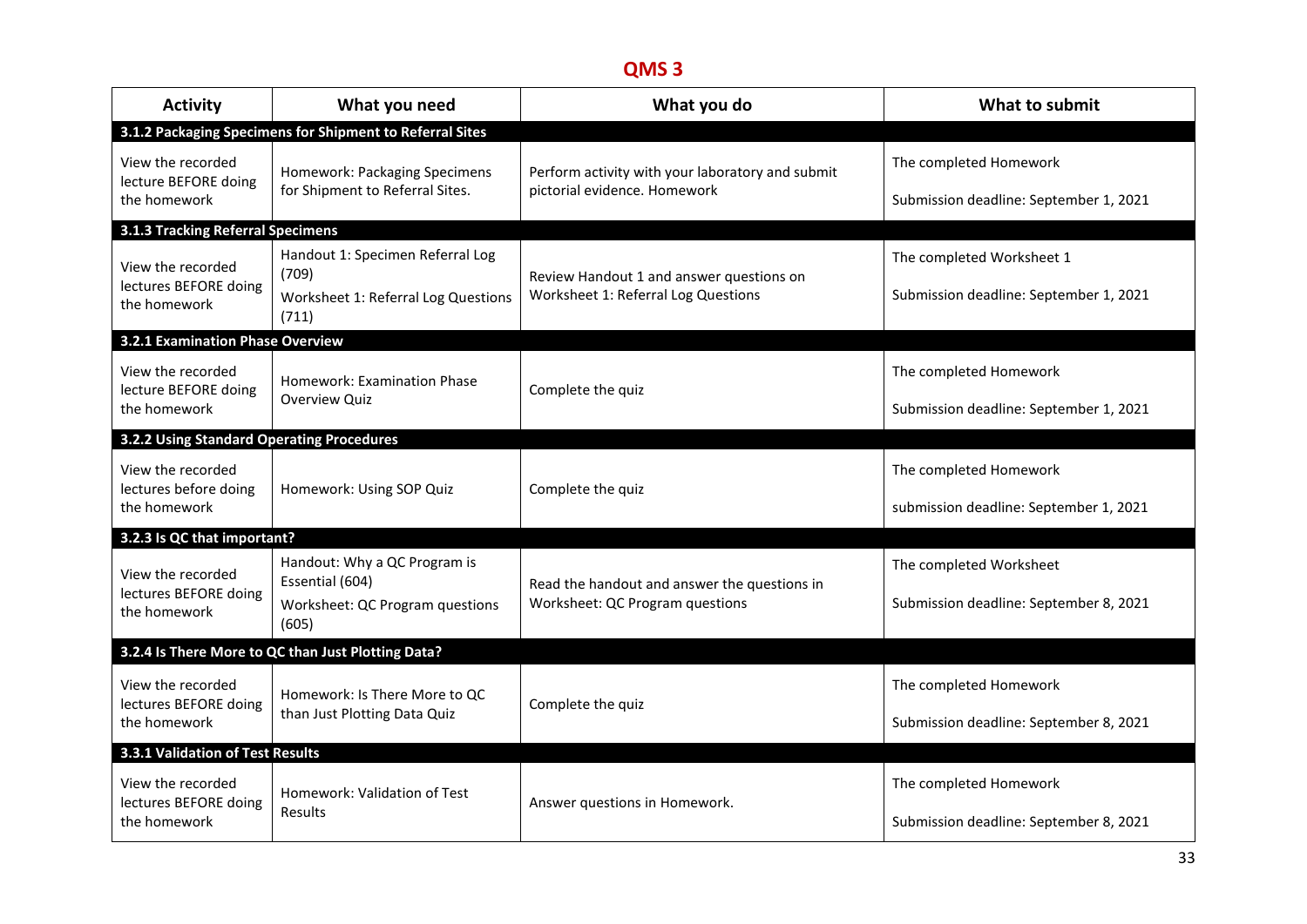# QMS 3

| Activity | What you need | What you do | What to submit |
|---|---|---|---|
| **3.1.2 Packaging Specimens for Shipment to Referral Sites** | | | |
| View the recorded lecture BEFORE doing the homework | Homework: Packaging Specimens for Shipment to Referral Sites. | Perform activity with your laboratory and submit pictorial evidence. Homework | The completed Homework<br><br>Submission deadline: September 1, 2021 |
| **3.1.3 Tracking Referral Specimens** | | | |
| View the recorded lectures BEFORE doing the homework | Handout 1: Specimen Referral Log (709)<br>Worksheet 1: Referral Log Questions (711) | Review Handout 1 and answer questions on Worksheet 1: Referral Log Questions | The completed Worksheet 1<br><br>Submission deadline: September 1, 2021 |
| **3.2.1 Examination Phase Overview** | | | |
| View the recorded lecture BEFORE doing the homework | Homework: Examination Phase Overview Quiz | Complete the quiz | The completed Homework<br><br>Submission deadline: September 1, 2021 |
| **3.2.2 Using Standard Operating Procedures** | | | |
| View the recorded lectures before doing the homework | Homework: Using SOP Quiz | Complete the quiz | The completed Homework<br><br>submission deadline: September 1, 2021 |
| **3.2.3 Is QC that important?** | | | |
| View the recorded lectures BEFORE doing the homework | Handout: Why a QC Program is Essential (604)<br>Worksheet: QC Program questions (605) | Read the handout and answer the questions in Worksheet: QC Program questions | The completed Worksheet<br><br>Submission deadline: September 8, 2021 |
| **3.2.4 Is There More to QC than Just Plotting Data?** | | | |
| View the recorded lectures BEFORE doing the homework | Homework: Is There More to QC than Just Plotting Data Quiz | Complete the quiz | The completed Homework<br><br>Submission deadline: September 8, 2021 |
| **3.3.1 Validation of Test Results** | | | |
| View the recorded lectures BEFORE doing the homework | Homework: Validation of Test Results | Answer questions in Homework. | The completed Homework<br><br>Submission deadline: September 8, 2021 |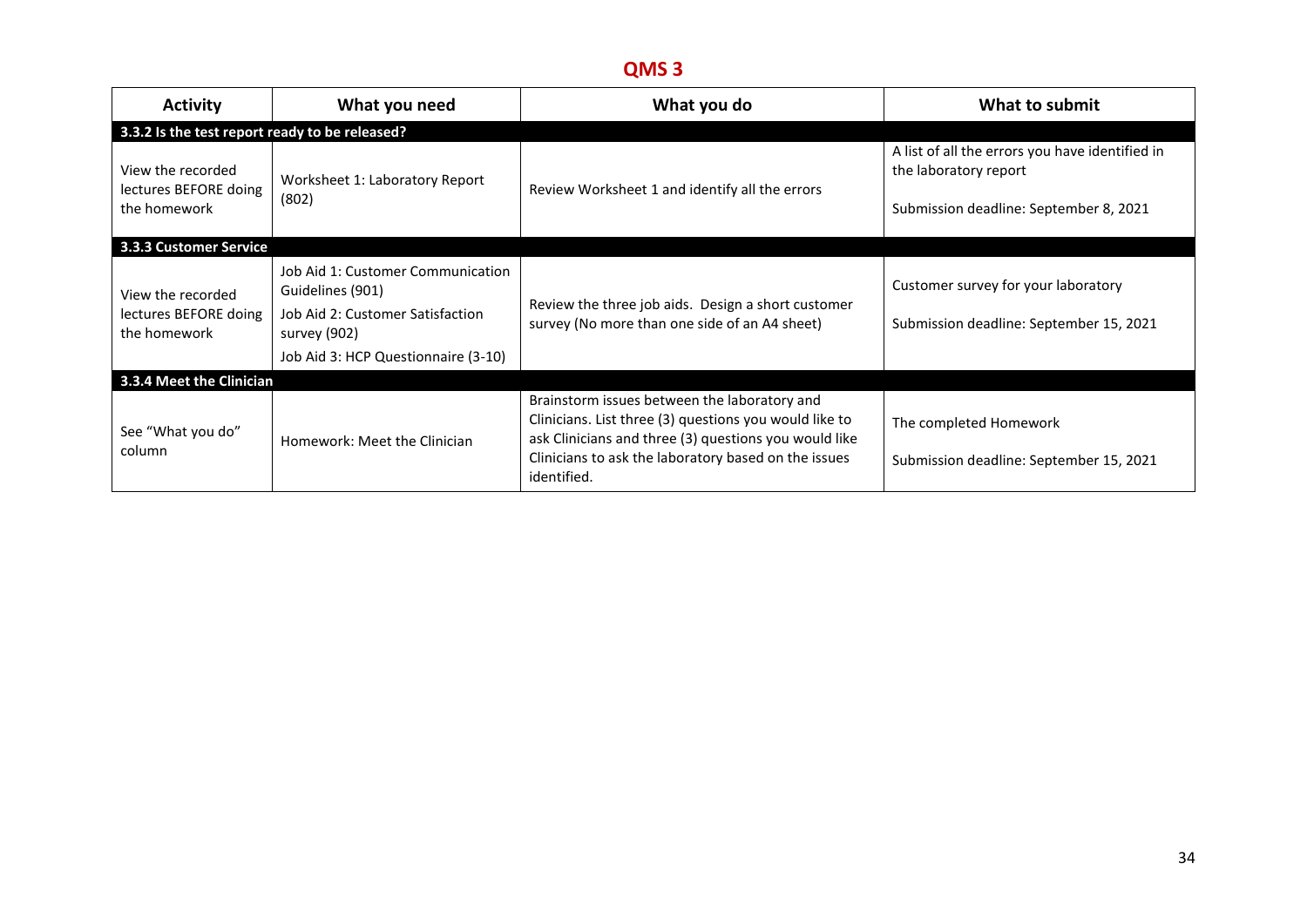# QMS 3

| Activity | What you need | What you do | What to submit |
|---|---|---|---|
| **3.3.2 Is the test report ready to be released?** | | | |
| View the recorded lectures BEFORE doing the homework | Worksheet 1: Laboratory Report (802) | Review Worksheet 1 and identify all the errors | A list of all the errors you have identified in the laboratory report<br><br>Submission deadline: September 8, 2021 |
| **3.3.3 Customer Service** | | | |
| View the recorded lectures BEFORE doing the homework | Job Aid 1: Customer Communication Guidelines (901)<br>Job Aid 2: Customer Satisfaction survey (902)<br>Job Aid 3: HCP Questionnaire (3-10) | Review the three job aids. Design a short customer survey (No more than one side of an A4 sheet) | Customer survey for your laboratory<br><br>Submission deadline: September 15, 2021 |
| **3.3.4 Meet the Clinician** | | | |
| See "What you do" column | Homework: Meet the Clinician | Brainstorm issues between the laboratory and Clinicians. List three (3) questions you would like to ask Clinicians and three (3) questions you would like Clinicians to ask the laboratory based on the issues identified. | The completed Homework<br><br>Submission deadline: September 15, 2021 |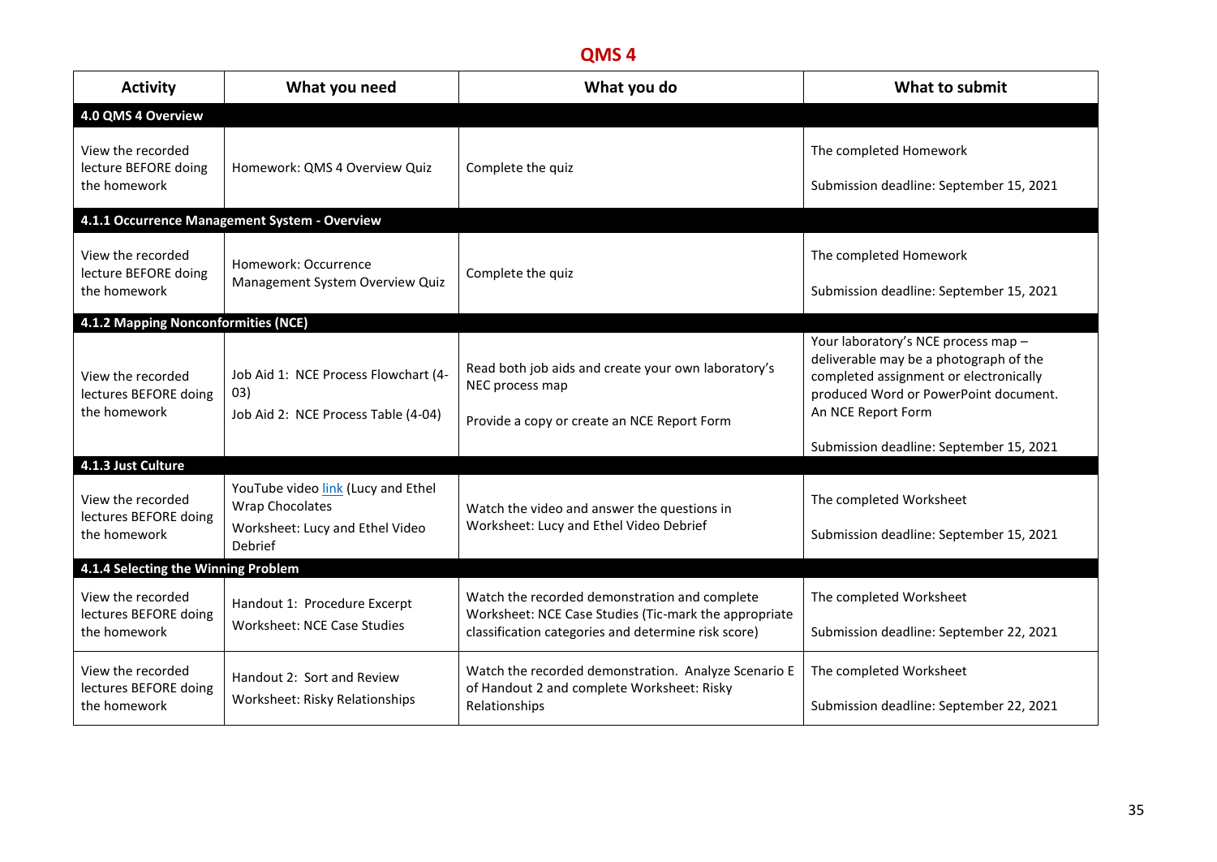# QMS 4

| Activity | What you need | What you do | What to submit |
|---|---|---|---|
| **4.0 QMS 4 Overview** | | | |
| View the recorded lecture BEFORE doing the homework | Homework: QMS 4 Overview Quiz | Complete the quiz | The completed Homework<br><br>Submission deadline: September 15, 2021 |
| **4.1.1 Occurrence Management System - Overview** | | | |
| View the recorded lecture BEFORE doing the homework | Homework: Occurrence Management System Overview Quiz | Complete the quiz | The completed Homework<br><br>Submission deadline: September 15, 2021 |
| **4.1.2 Mapping Nonconformities (NCE)** | | | |
| View the recorded lectures BEFORE doing the homework | Job Aid 1: NCE Process Flowchart (4-03)<br>Job Aid 2: NCE Process Table (4-04) | Read both job aids and create your own laboratory's NEC process map<br><br>Provide a copy or create an NCE Report Form | Your laboratory's NCE process map – deliverable may be a photograph of the completed assignment or electronically produced Word or PowerPoint document.<br>An NCE Report Form<br><br>Submission deadline: September 15, 2021 |
| **4.1.3 Just Culture** | | | |
| View the recorded lectures BEFORE doing the homework | YouTube video link (Lucy and Ethel Wrap Chocolates<br>Worksheet: Lucy and Ethel Video Debrief | Watch the video and answer the questions in Worksheet: Lucy and Ethel Video Debrief | The completed Worksheet<br><br>Submission deadline: September 15, 2021 |
| **4.1.4 Selecting the Winning Problem** | | | |
| View the recorded lectures BEFORE doing the homework | Handout 1: Procedure Excerpt<br>Worksheet: NCE Case Studies | Watch the recorded demonstration and complete Worksheet: NCE Case Studies (Tic-mark the appropriate classification categories and determine risk score) | The completed Worksheet<br><br>Submission deadline: September 22, 2021 |
| View the recorded lectures BEFORE doing the homework | Handout 2: Sort and Review<br>Worksheet: Risky Relationships | Watch the recorded demonstration. Analyze Scenario E of Handout 2 and complete Worksheet: Risky Relationships | The completed Worksheet<br><br>Submission deadline: September 22, 2021 |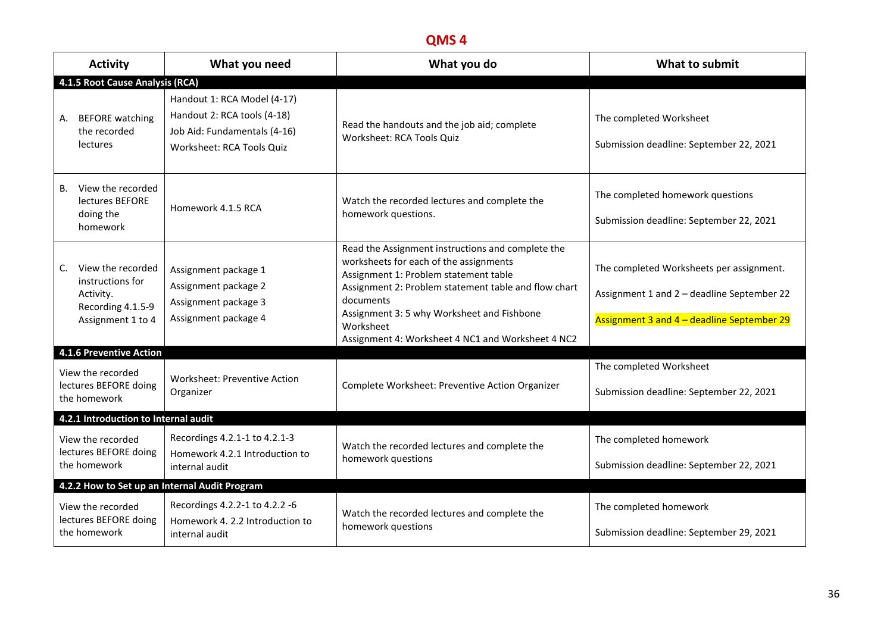# QMS 4

| Activity | What you need | What you do | What to submit |
|---|---|---|---|
| **4.1.5 Root Cause Analysis (RCA)** | | | |
| A. BEFORE watching the recorded lectures | Handout 1: RCA Model (4-17)<br>Handout 2: RCA tools (4-18)<br>Job Aid: Fundamentals (4-16)<br>Worksheet: RCA Tools Quiz | Read the handouts and the job aid; complete Worksheet: RCA Tools Quiz | The completed Worksheet<br><br>Submission deadline: September 22, 2021 |
| B. View the recorded lectures BEFORE doing the homework | Homework 4.1.5 RCA | Watch the recorded lectures and complete the homework questions. | The completed homework questions<br><br>Submission deadline: September 22, 2021 |
| C. View the recorded instructions for Activity. Recording 4.1.5-9 Assignment 1 to 4 | Assignment package 1<br>Assignment package 2<br>Assignment package 3<br>Assignment package 4 | Read the Assignment instructions and complete the worksheets for each of the assignments<br>Assignment 1: Problem statement table<br>Assignment 2: Problem statement table and flow chart documents<br>Assignment 3: 5 why Worksheet and Fishbone Worksheet<br>Assignment 4: Worksheet 4 NC1 and Worksheet 4 NC2 | The completed Worksheets per assignment.<br><br>Assignment 1 and 2 – deadline September 22<br><br>Assignment 3 and 4 – deadline September 29 |
| **4.1.6 Preventive Action** | | | |
| View the recorded lectures BEFORE doing the homework | Worksheet: Preventive Action Organizer | Complete Worksheet: Preventive Action Organizer | The completed Worksheet<br><br>Submission deadline: September 22, 2021 |
| **4.2.1 Introduction to Internal audit** | | | |
| View the recorded lectures BEFORE doing the homework | Recordings 4.2.1-1 to 4.2.1-3<br>Homework 4.2.1 Introduction to internal audit | Watch the recorded lectures and complete the homework questions | The completed homework<br><br>Submission deadline: September 22, 2021 |
| **4.2.2 How to Set up an Internal Audit Program** | | | |
| View the recorded lectures BEFORE doing the homework | Recordings 4.2.2-1 to 4.2.2 -6<br>Homework 4. 2.2 Introduction to internal audit | Watch the recorded lectures and complete the homework questions | The completed homework<br><br>Submission deadline: September 29, 2021 |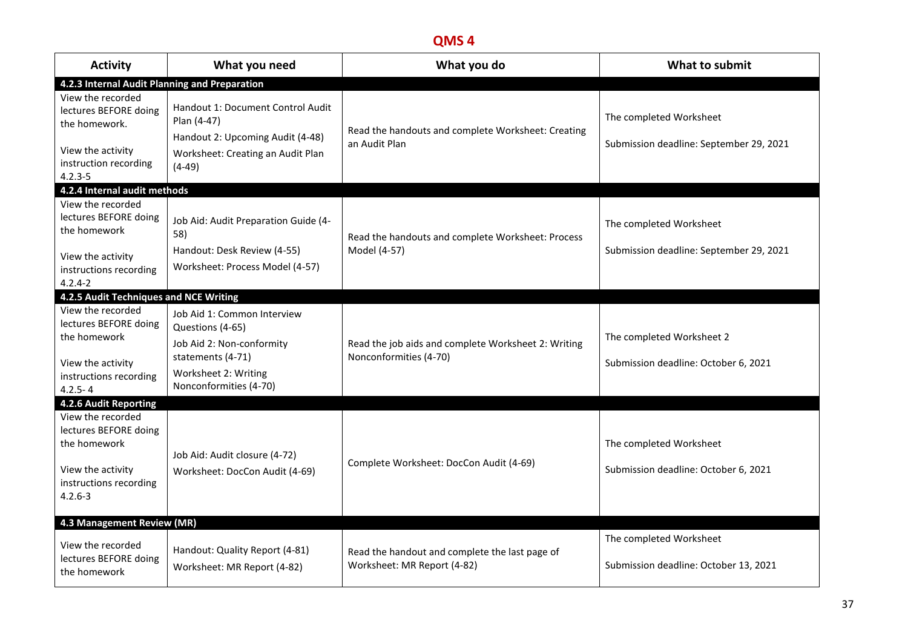# QMS 4

| Activity | What you need | What you do | What to submit |
|---|---|---|---|
| **4.2.3 Internal Audit Planning and Preparation** | | | |
| View the recorded lectures BEFORE doing the homework.<br><br>View the activity instruction recording 4.2.3-5 | Handout 1: Document Control Audit Plan (4-47)<br>Handout 2: Upcoming Audit (4-48)<br>Worksheet: Creating an Audit Plan (4-49) | Read the handouts and complete Worksheet: Creating an Audit Plan | The completed Worksheet<br><br>Submission deadline: September 29, 2021 |
| **4.2.4 Internal audit methods** | | | |
| View the recorded lectures BEFORE doing the homework<br><br>View the activity instructions recording 4.2.4-2 | Job Aid: Audit Preparation Guide (4-58)<br>Handout: Desk Review (4-55)<br>Worksheet: Process Model (4-57) | Read the handouts and complete Worksheet: Process Model (4-57) | The completed Worksheet<br><br>Submission deadline: September 29, 2021 |
| **4.2.5 Audit Techniques and NCE Writing** | | | |
| View the recorded lectures BEFORE doing the homework<br><br>View the activity instructions recording 4.2.5- 4 | Job Aid 1: Common Interview Questions (4-65)<br>Job Aid 2: Non-conformity statements (4-71)<br>Worksheet 2: Writing Nonconformities (4-70) | Read the job aids and complete Worksheet 2: Writing Nonconformities (4-70) | The completed Worksheet 2<br><br>Submission deadline: October 6, 2021 |
| **4.2.6 Audit Reporting** | | | |
| View the recorded lectures BEFORE doing the homework<br><br>View the activity instructions recording 4.2.6-3 | Job Aid: Audit closure (4-72)<br>Worksheet: DocCon Audit (4-69) | Complete Worksheet: DocCon Audit (4-69) | The completed Worksheet<br><br>Submission deadline: October 6, 2021 |
| **4.3 Management Review (MR)** | | | |
| View the recorded lectures BEFORE doing the homework | Handout: Quality Report (4-81)<br>Worksheet: MR Report (4-82) | Read the handout and complete the last page of Worksheet: MR Report (4-82) | The completed Worksheet<br><br>Submission deadline: October 13, 2021 |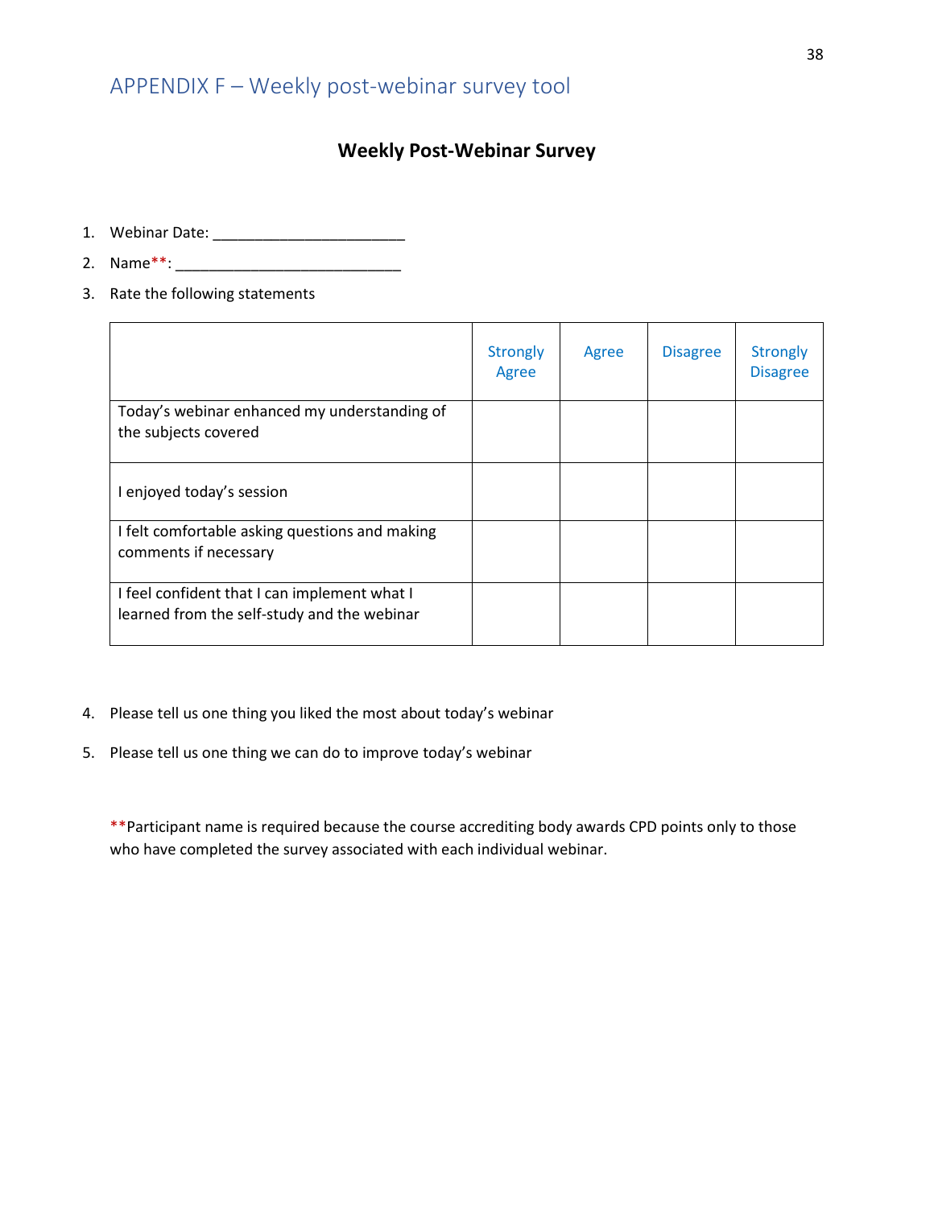## APPENDIX F – Weekly post-webinar survey tool

**Weekly Post-Webinar Survey**

1. Webinar Date: ______________________
2. Name**: __________________________
3. Rate the following statements

| | Strongly Agree | Agree | Disagree | Strongly Disagree |
|---|---|---|---|---|
| Today's webinar enhanced my understanding of the subjects covered | | | | |
| I enjoyed today's session | | | | |
| I felt comfortable asking questions and making comments if necessary | | | | |
| I feel confident that I can implement what I learned from the self-study and the webinar | | | | |

4. Please tell us one thing you liked the most about today's webinar
5. Please tell us one thing we can do to improve today's webinar

**Participant name is required because the course accrediting body awards CPD points only to those who have completed the survey associated with each individual webinar.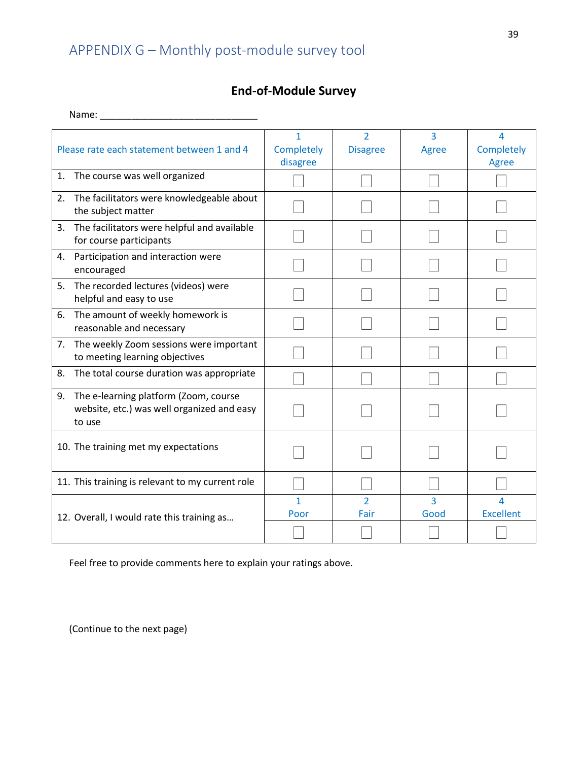## APPENDIX G – Monthly post-module survey tool

### End-of-Module Survey

Name: ______________________________

| Please rate each statement between 1 and 4 | 1 Completely disagree | 2 Disagree | 3 Agree | 4 Completely Agree |
|---|---|---|---|---|
| 1. The course was well organized | ☐ | ☐ | ☐ | ☐ |
| 2. The facilitators were knowledgeable about the subject matter | ☐ | ☐ | ☐ | ☐ |
| 3. The facilitators were helpful and available for course participants | ☐ | ☐ | ☐ | ☐ |
| 4. Participation and interaction were encouraged | ☐ | ☐ | ☐ | ☐ |
| 5. The recorded lectures (videos) were helpful and easy to use | ☐ | ☐ | ☐ | ☐ |
| 6. The amount of weekly homework is reasonable and necessary | ☐ | ☐ | ☐ | ☐ |
| 7. The weekly Zoom sessions were important to meeting learning objectives | ☐ | ☐ | ☐ | ☐ |
| 8. The total course duration was appropriate | ☐ | ☐ | ☐ | ☐ |
| 9. The e-learning platform (Zoom, course website, etc.) was well organized and easy to use | ☐ | ☐ | ☐ | ☐ |
| 10. The training met my expectations | ☐ | ☐ | ☐ | ☐ |
| 11. This training is relevant to my current role | ☐ | ☐ | ☐ | ☐ |
| 12. Overall, I would rate this training as… | 1 Poor | 2 Fair | 3 Good | 4 Excellent |
| | ☐ | ☐ | ☐ | ☐ |

Feel free to provide comments here to explain your ratings above.

(Continue to the next page)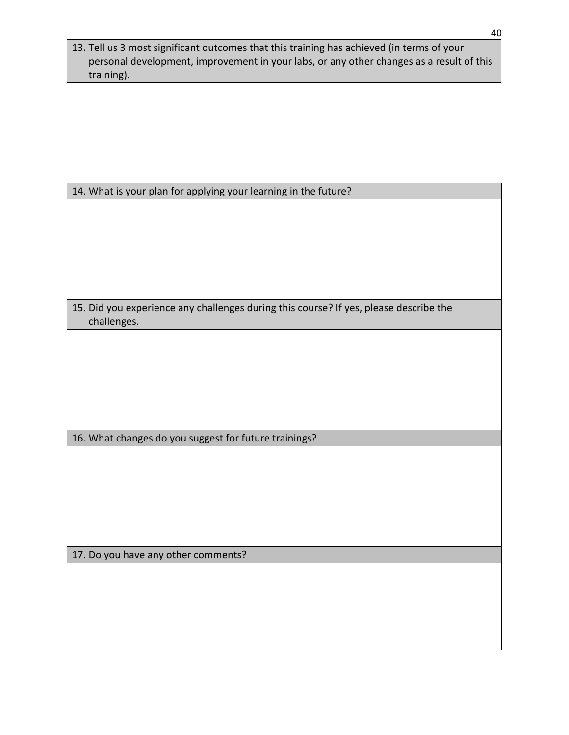| 13. Tell us 3 most significant outcomes that this training has achieved (in terms of your personal development, improvement in your labs, or any other changes as a result of this training). |
|---|
| |
| **14. What is your plan for applying your learning in the future?** |
| |
| **15. Did you experience any challenges during this course? If yes, please describe the challenges.** |
| |
| **16. What changes do you suggest for future trainings?** |
| |
| **17. Do you have any other comments?** |
| |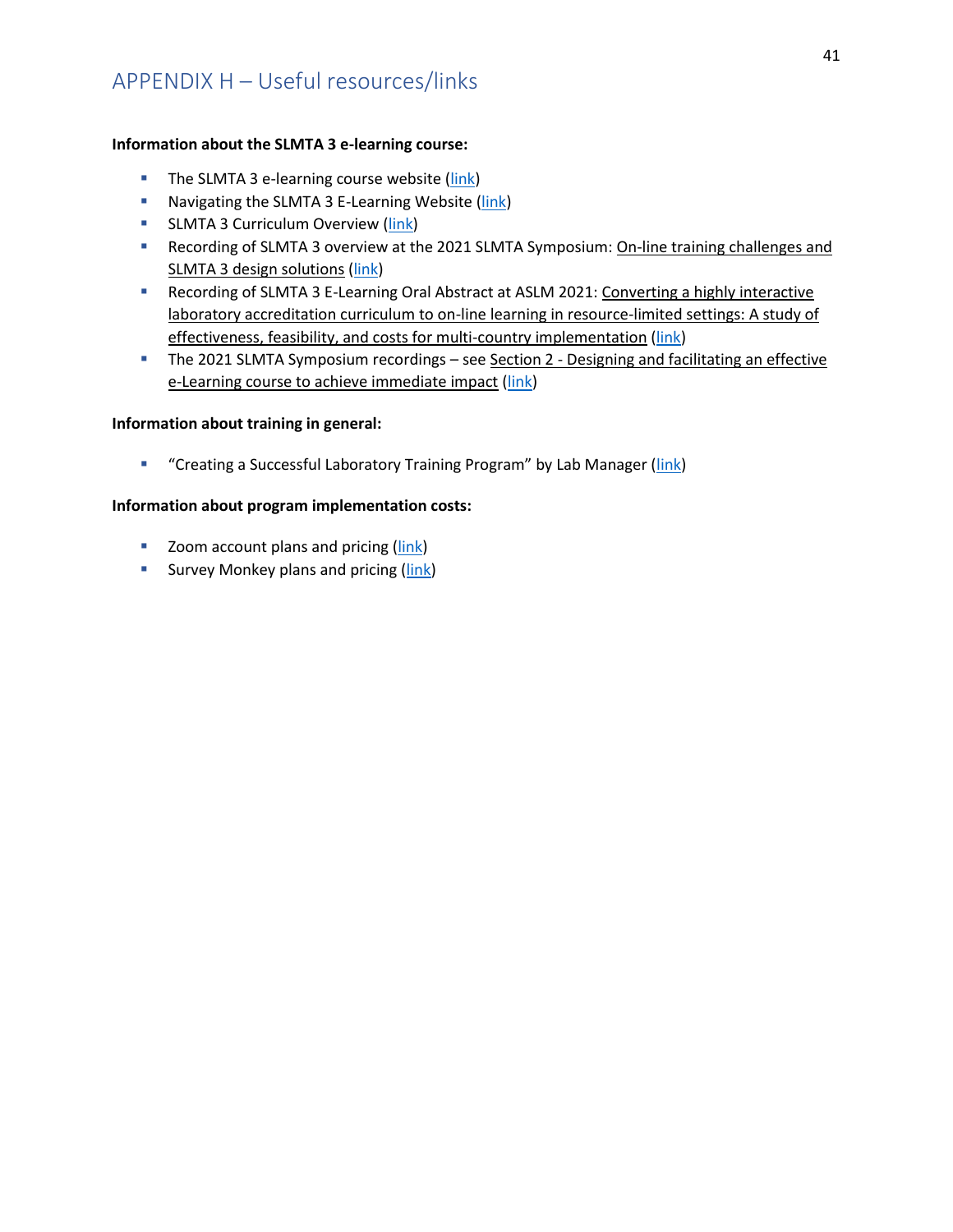## APPENDIX H – Useful resources/links

**Information about the SLMTA 3 e-learning course:**

- The SLMTA 3 e-learning course website (link)
- Navigating the SLMTA 3 E-Learning Website (link)
- SLMTA 3 Curriculum Overview (link)
- Recording of SLMTA 3 overview at the 2021 SLMTA Symposium: On-line training challenges and SLMTA 3 design solutions (link)
- Recording of SLMTA 3 E-Learning Oral Abstract at ASLM 2021: Converting a highly interactive laboratory accreditation curriculum to on-line learning in resource-limited settings: A study of effectiveness, feasibility, and costs for multi-country implementation (link)
- The 2021 SLMTA Symposium recordings – see Section 2 - Designing and facilitating an effective e-Learning course to achieve immediate impact (link)

**Information about training in general:**

- "Creating a Successful Laboratory Training Program" by Lab Manager (link)

**Information about program implementation costs:**

- Zoom account plans and pricing (link)
- Survey Monkey plans and pricing (link)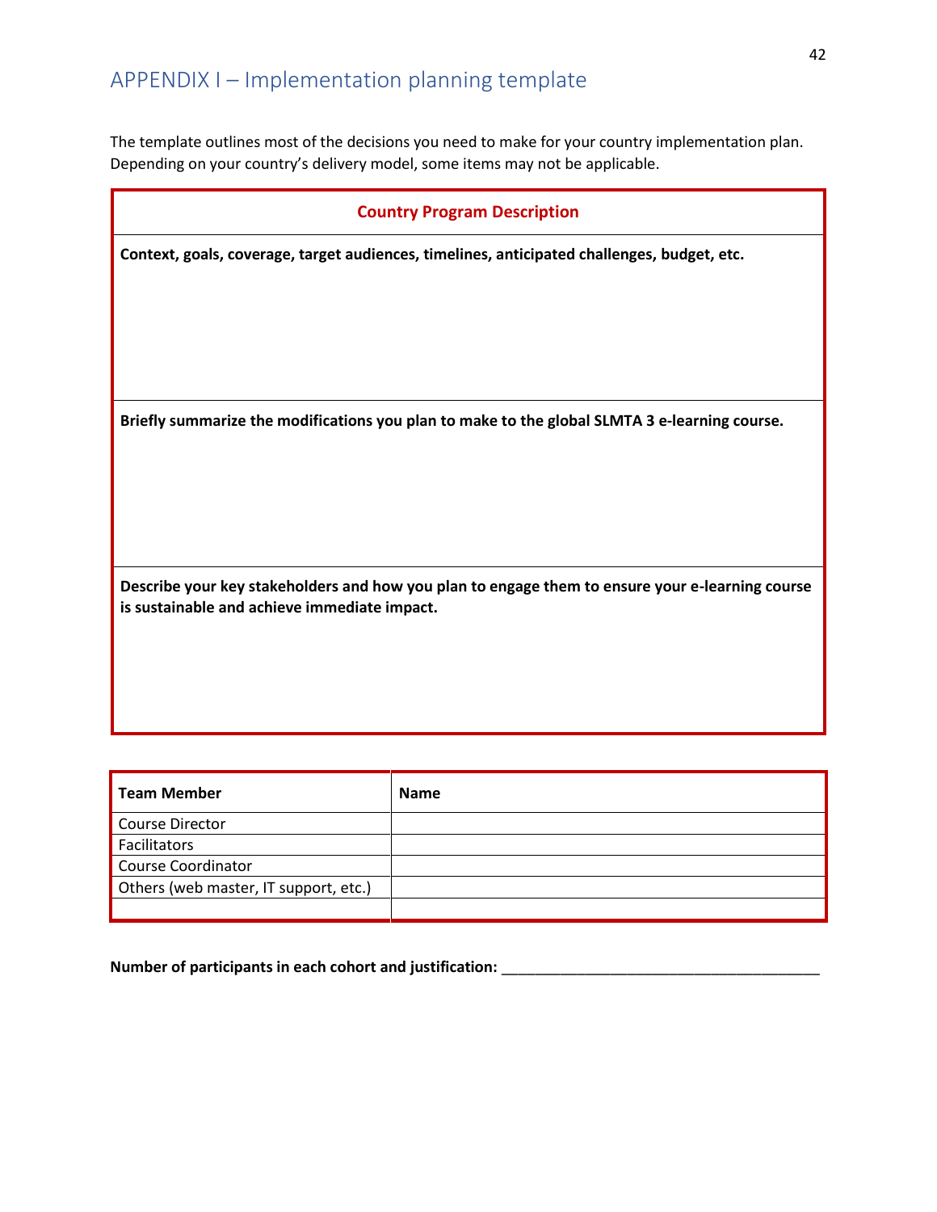## APPENDIX I – Implementation planning template

The template outlines most of the decisions you need to make for your country implementation plan. Depending on your country's delivery model, some items may not be applicable.

| Country Program Description |
|---|
| **Context, goals, coverage, target audiences, timelines, anticipated challenges, budget, etc.** |
| **Briefly summarize the modifications you plan to make to the global SLMTA 3 e-learning course.** |
| **Describe your key stakeholders and how you plan to engage them to ensure your e-learning course is sustainable and achieve immediate impact.** |

| Team Member | Name |
|---|---|
| Course Director | |
| Facilitators | |
| Course Coordinator | |
| Others (web master, IT support, etc.) | |
| | |

**Number of participants in each cohort and justification:** _______________________________________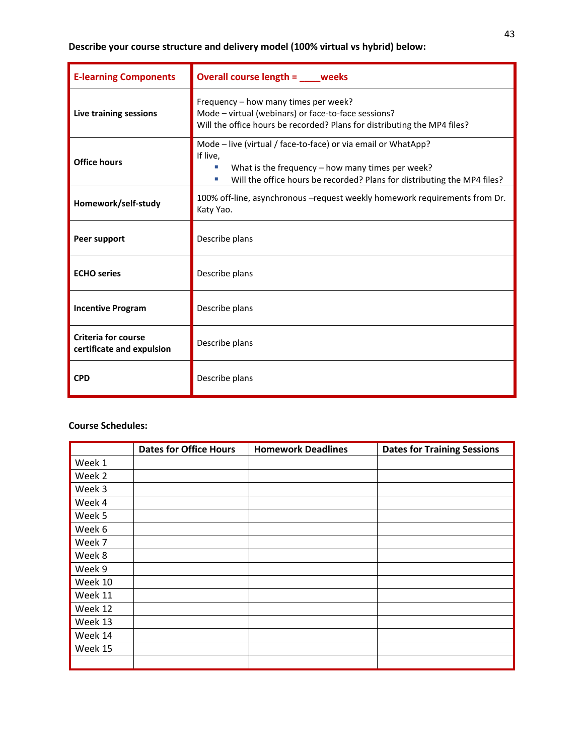**Describe your course structure and delivery model (100% virtual vs hybrid) below:**

| E-learning Components | Overall course length = ____weeks |
|---|---|
| **Live training sessions** | Frequency – how many times per week?<br>Mode – virtual (webinars) or face-to-face sessions?<br>Will the office hours be recorded? Plans for distributing the MP4 files? |
| **Office hours** | Mode – live (virtual / face-to-face) or via email or WhatApp?<br>If live,<br>▪ What is the frequency – how many times per week?<br>▪ Will the office hours be recorded? Plans for distributing the MP4 files? |
| **Homework/self-study** | 100% off-line, asynchronous –request weekly homework requirements from Dr. Katy Yao. |
| **Peer support** | Describe plans |
| **ECHO series** | Describe plans |
| **Incentive Program** | Describe plans |
| **Criteria for course certificate and expulsion** | Describe plans |
| **CPD** | Describe plans |

**Course Schedules:**

| | Dates for Office Hours | Homework Deadlines | Dates for Training Sessions |
|---|---|---|---|
| Week 1 | | | |
| Week 2 | | | |
| Week 3 | | | |
| Week 4 | | | |
| Week 5 | | | |
| Week 6 | | | |
| Week 7 | | | |
| Week 8 | | | |
| Week 9 | | | |
| Week 10 | | | |
| Week 11 | | | |
| Week 12 | | | |
| Week 13 | | | |
| Week 14 | | | |
| Week 15 | | | |
| | | | |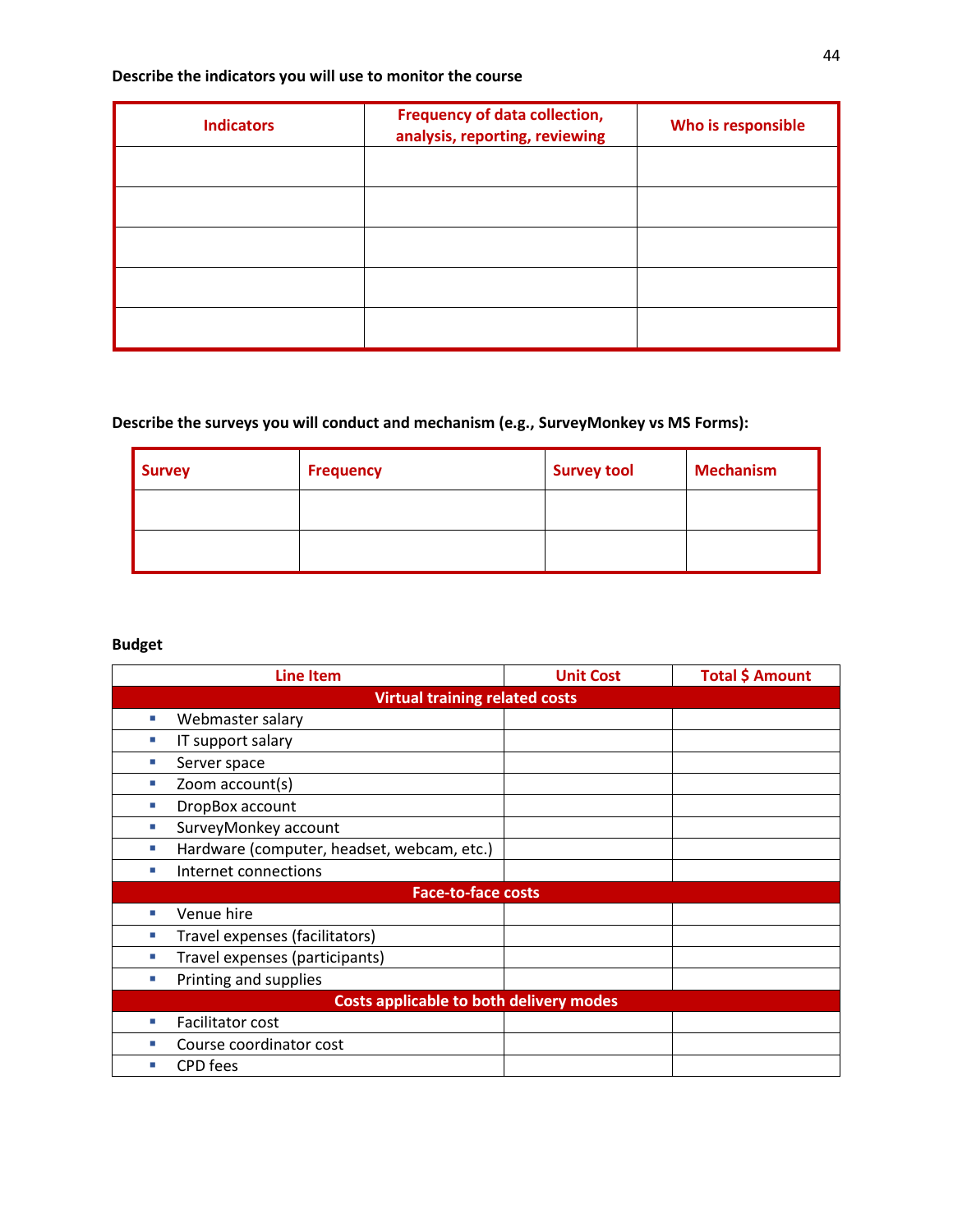**Describe the indicators you will use to monitor the course**

| Indicators | Frequency of data collection, analysis, reporting, reviewing | Who is responsible |
|---|---|---|
| | | |
| | | |
| | | |
| | | |
| | | |

**Describe the surveys you will conduct and mechanism (e.g., SurveyMonkey vs MS Forms):**

| Survey | Frequency | Survey tool | Mechanism |
|---|---|---|---|
| | | | |
| | | | |

**Budget**

| Line Item | Unit Cost | Total $ Amount |
|---|---|---|
| **Virtual training related costs** | | |
| ▪ Webmaster salary | | |
| ▪ IT support salary | | |
| ▪ Server space | | |
| ▪ Zoom account(s) | | |
| ▪ DropBox account | | |
| ▪ SurveyMonkey account | | |
| ▪ Hardware (computer, headset, webcam, etc.) | | |
| ▪ Internet connections | | |
| **Face-to-face costs** | | |
| ▪ Venue hire | | |
| ▪ Travel expenses (facilitators) | | |
| ▪ Travel expenses (participants) | | |
| ▪ Printing and supplies | | |
| **Costs applicable to both delivery modes** | | |
| ▪ Facilitator cost | | |
| ▪ Course coordinator cost | | |
| ▪ CPD fees | | |